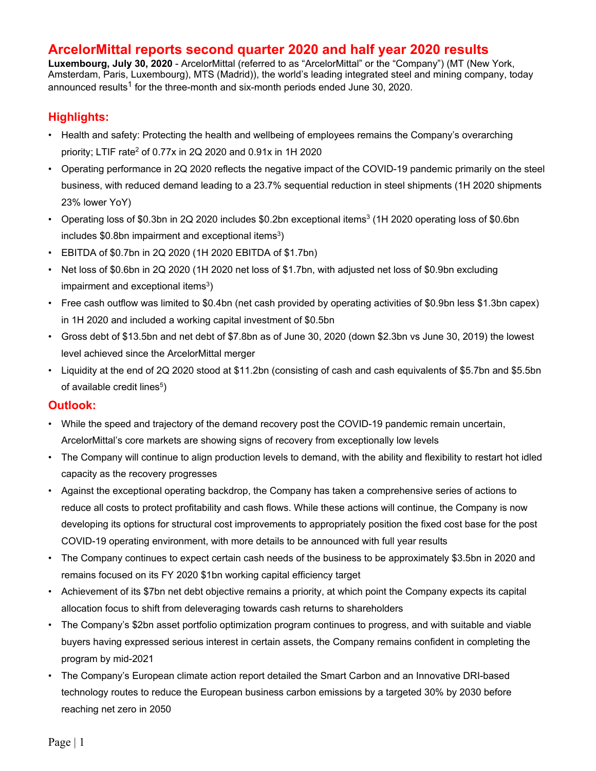# ArcelorMittal reports second quarter 2020 and half year 2020 results

**Luxembourg, July 30, 2020** - ArcelorMittal (referred to as "ArcelorMittal" or the "Company") (MT (New York, Amsterdam, Paris, Luxembourg), MTS (Madrid)), the world's leading integrated steel and mining company, today announced results[1] for the three-month and six-month periods ended June 30, 2020.

## Highlights:

- Health and safety: Protecting the health and wellbeing of employees remains the Company's overarching priority; LTIF rate[2] of 0.77x in 2Q 2020 and 0.91x in 1H 2020
- Operating performance in 2Q 2020 reflects the negative impact of the COVID-19 pandemic primarily on the steel business, with reduced demand leading to a 23.7% sequential reduction in steel shipments (1H 2020 shipments 23% lower YoY)
- Operating loss of $0.3bn in 2Q 2020 includes $0.2bn exceptional items[3] (1H 2020 operating loss of $0.6bn includes $0.8bn impairment and exceptional items[3])
- EBITDA of $0.7bn in 2Q 2020 (1H 2020 EBITDA of $1.7bn)
- Net loss of $0.6bn in 2Q 2020 (1H 2020 net loss of $1.7bn, with adjusted net loss of $0.9bn excluding impairment and exceptional items[3])
- Free cash outflow was limited to $0.4bn (net cash provided by operating activities of $0.9bn less $1.3bn capex) in 1H 2020 and included a working capital investment of $0.5bn
- Gross debt of $13.5bn and net debt of $7.8bn as of June 30, 2020 (down $2.3bn vs June 30, 2019) the lowest level achieved since the ArcelorMittal merger
- Liquidity at the end of 2Q 2020 stood at $11.2bn (consisting of cash and cash equivalents of $5.7bn and $5.5bn of available credit lines[5])

## Outlook:

- While the speed and trajectory of the demand recovery post the COVID-19 pandemic remain uncertain, ArcelorMittal's core markets are showing signs of recovery from exceptionally low levels
- The Company will continue to align production levels to demand, with the ability and flexibility to restart hot idled capacity as the recovery progresses
- Against the exceptional operating backdrop, the Company has taken a comprehensive series of actions to reduce all costs to protect profitability and cash flows. While these actions will continue, the Company is now developing its options for structural cost improvements to appropriately position the fixed cost base for the post COVID-19 operating environment, with more details to be announced with full year results
- The Company continues to expect certain cash needs of the business to be approximately $3.5bn in 2020 and remains focused on its FY 2020 $1bn working capital efficiency target
- Achievement of its $7bn net debt objective remains a priority, at which point the Company expects its capital allocation focus to shift from deleveraging towards cash returns to shareholders
- The Company's $2bn asset portfolio optimization program continues to progress, and with suitable and viable buyers having expressed serious interest in certain assets, the Company remains confident in completing the program by mid-2021
- The Company's European climate action report detailed the Smart Carbon and an Innovative DRI-based technology routes to reduce the European business carbon emissions by a targeted 30% by 2030 before reaching net zero in 2050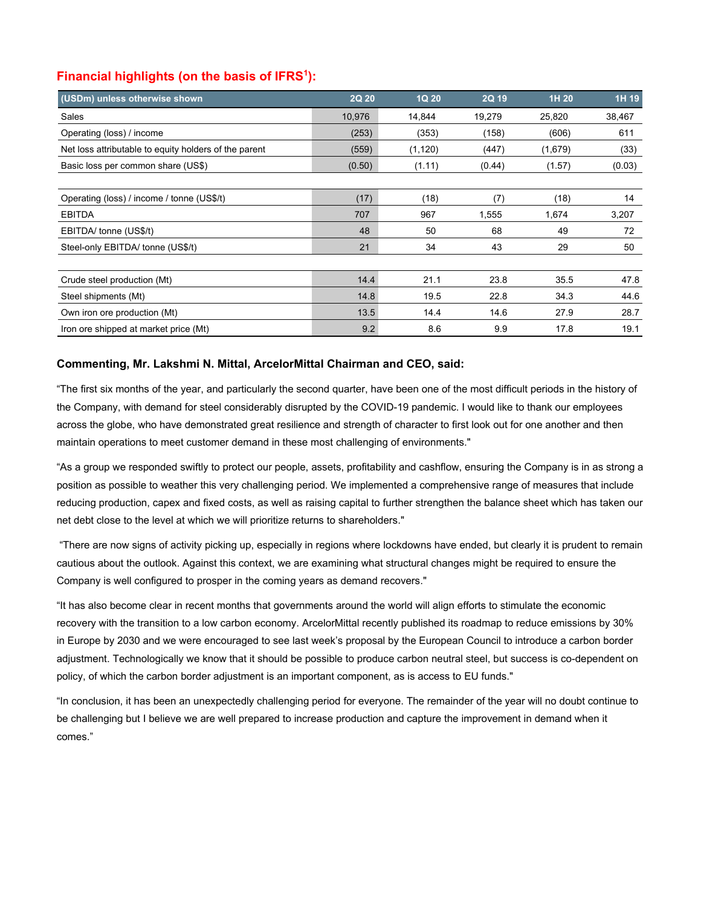## Financial highlights (on the basis of IFRS[1]):

| (USDm) unless otherwise shown | 2Q 20 | 1Q 20 | 2Q 19 | 1H 20 | 1H 19 |
|---|---|---|---|---|---|
| Sales | 10,976 | 14,844 | 19,279 | 25,820 | 38,467 |
| Operating (loss) / income | (253) | (353) | (158) | (606) | 611 |
| Net loss attributable to equity holders of the parent | (559) | (1,120) | (447) | (1,679) | (33) |
| Basic loss per common share (US$) | (0.50) | (1.11) | (0.44) | (1.57) | (0.03) |
| | | | | | |
| Operating (loss) / income / tonne (US$/t) | (17) | (18) | (7) | (18) | 14 |
| EBITDA | 707 | 967 | 1,555 | 1,674 | 3,207 |
| EBITDA/ tonne (US$/t) | 48 | 50 | 68 | 49 | 72 |
| Steel-only EBITDA/ tonne (US$/t) | 21 | 34 | 43 | 29 | 50 |
| | | | | | |
| Crude steel production (Mt) | 14.4 | 21.1 | 23.8 | 35.5 | 47.8 |
| Steel shipments (Mt) | 14.8 | 19.5 | 22.8 | 34.3 | 44.6 |
| Own iron ore production (Mt) | 13.5 | 14.4 | 14.6 | 27.9 | 28.7 |
| Iron ore shipped at market price (Mt) | 9.2 | 8.6 | 9.9 | 17.8 | 19.1 |

**Commenting, Mr. Lakshmi N. Mittal, ArcelorMittal Chairman and CEO, said:**

"The first six months of the year, and particularly the second quarter, have been one of the most difficult periods in the history of the Company, with demand for steel considerably disrupted by the COVID-19 pandemic. I would like to thank our employees across the globe, who have demonstrated great resilience and strength of character to first look out for one another and then maintain operations to meet customer demand in these most challenging of environments."

"As a group we responded swiftly to protect our people, assets, profitability and cashflow, ensuring the Company is in as strong a position as possible to weather this very challenging period. We implemented a comprehensive range of measures that include reducing production, capex and fixed costs, as well as raising capital to further strengthen the balance sheet which has taken our net debt close to the level at which we will prioritize returns to shareholders."

"There are now signs of activity picking up, especially in regions where lockdowns have ended, but clearly it is prudent to remain cautious about the outlook. Against this context, we are examining what structural changes might be required to ensure the Company is well configured to prosper in the coming years as demand recovers."

"It has also become clear in recent months that governments around the world will align efforts to stimulate the economic recovery with the transition to a low carbon economy. ArcelorMittal recently published its roadmap to reduce emissions by 30% in Europe by 2030 and we were encouraged to see last week's proposal by the European Council to introduce a carbon border adjustment. Technologically we know that it should be possible to produce carbon neutral steel, but success is co-dependent on policy, of which the carbon border adjustment is an important component, as is access to EU funds."

"In conclusion, it has been an unexpectedly challenging period for everyone. The remainder of the year will no doubt continue to be challenging but I believe we are well prepared to increase production and capture the improvement in demand when it comes."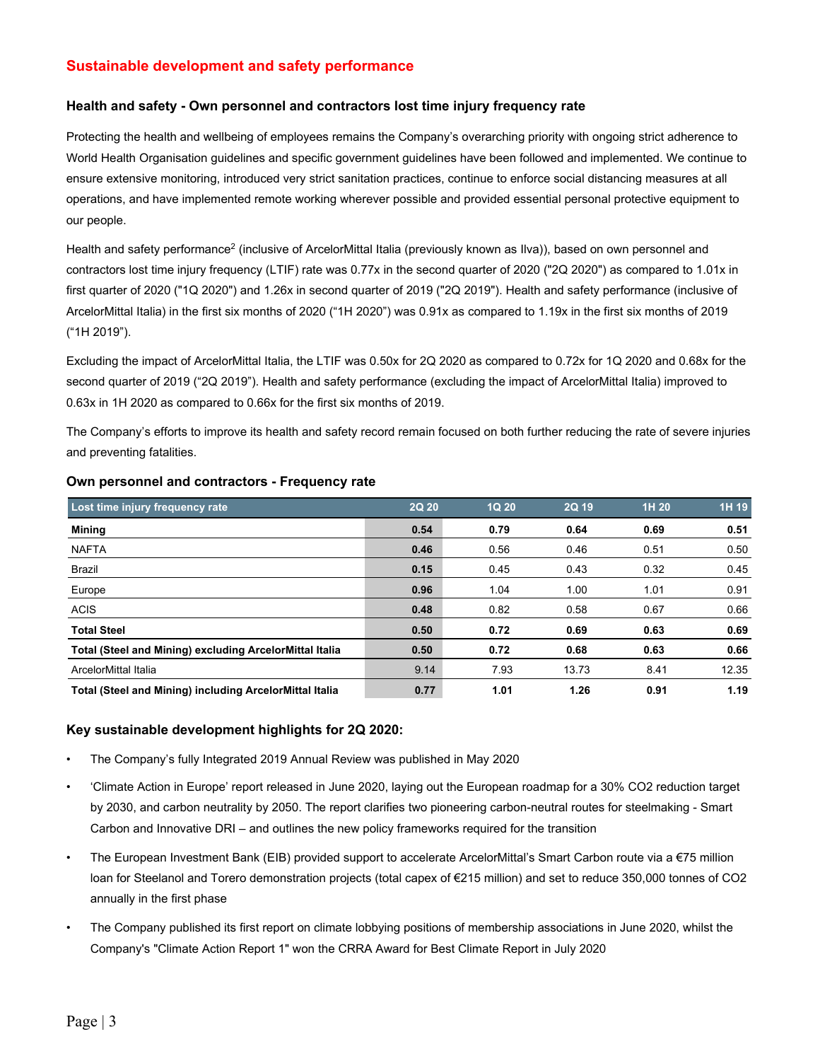## Sustainable development and safety performance

### Health and safety - Own personnel and contractors lost time injury frequency rate

Protecting the health and wellbeing of employees remains the Company's overarching priority with ongoing strict adherence to World Health Organisation guidelines and specific government guidelines have been followed and implemented. We continue to ensure extensive monitoring, introduced very strict sanitation practices, continue to enforce social distancing measures at all operations, and have implemented remote working wherever possible and provided essential personal protective equipment to our people.

Health and safety performance[2] (inclusive of ArcelorMittal Italia (previously known as Ilva)), based on own personnel and contractors lost time injury frequency (LTIF) rate was 0.77x in the second quarter of 2020 ("2Q 2020") as compared to 1.01x in first quarter of 2020 ("1Q 2020") and 1.26x in second quarter of 2019 ("2Q 2019"). Health and safety performance (inclusive of ArcelorMittal Italia) in the first six months of 2020 ("1H 2020") was 0.91x as compared to 1.19x in the first six months of 2019 ("1H 2019").

Excluding the impact of ArcelorMittal Italia, the LTIF was 0.50x for 2Q 2020 as compared to 0.72x for 1Q 2020 and 0.68x for the second quarter of 2019 ("2Q 2019"). Health and safety performance (excluding the impact of ArcelorMittal Italia) improved to 0.63x in 1H 2020 as compared to 0.66x for the first six months of 2019.

The Company's efforts to improve its health and safety record remain focused on both further reducing the rate of severe injuries and preventing fatalities.

### Own personnel and contractors - Frequency rate

| Lost time injury frequency rate | 2Q 20 | 1Q 20 | 2Q 19 | 1H 20 | 1H 19 |
|---|---|---|---|---|---|
| **Mining** | **0.54** | **0.79** | **0.64** | **0.69** | **0.51** |
| NAFTA | **0.46** | 0.56 | 0.46 | 0.51 | 0.50 |
| Brazil | **0.15** | 0.45 | 0.43 | 0.32 | 0.45 |
| Europe | **0.96** | 1.04 | 1.00 | 1.01 | 0.91 |
| ACIS | **0.48** | 0.82 | 0.58 | 0.67 | 0.66 |
| **Total Steel** | **0.50** | **0.72** | **0.69** | **0.63** | **0.69** |
| **Total (Steel and Mining) excluding ArcelorMittal Italia** | **0.50** | **0.72** | **0.68** | **0.63** | **0.66** |
| ArcelorMittal Italia | 9.14 | 7.93 | 13.73 | 8.41 | 12.35 |
| **Total (Steel and Mining) including ArcelorMittal Italia** | **0.77** | **1.01** | **1.26** | **0.91** | **1.19** |

### Key sustainable development highlights for 2Q 2020:

- The Company's fully Integrated 2019 Annual Review was published in May 2020
- 'Climate Action in Europe' report released in June 2020, laying out the European roadmap for a 30% $CO_2$ reduction target by 2030, and carbon neutrality by 2050. The report clarifies two pioneering carbon-neutral routes for steelmaking - Smart Carbon and Innovative DRI – and outlines the new policy frameworks required for the transition
- The European Investment Bank (EIB) provided support to accelerate ArcelorMittal's Smart Carbon route via a €75 million loan for Steelanol and Torero demonstration projects (total capex of €215 million) and set to reduce 350,000 tonnes of $CO_2$ annually in the first phase
- The Company published its first report on climate lobbying positions of membership associations in June 2020, whilst the Company's "Climate Action Report 1" won the CRRA Award for Best Climate Report in July 2020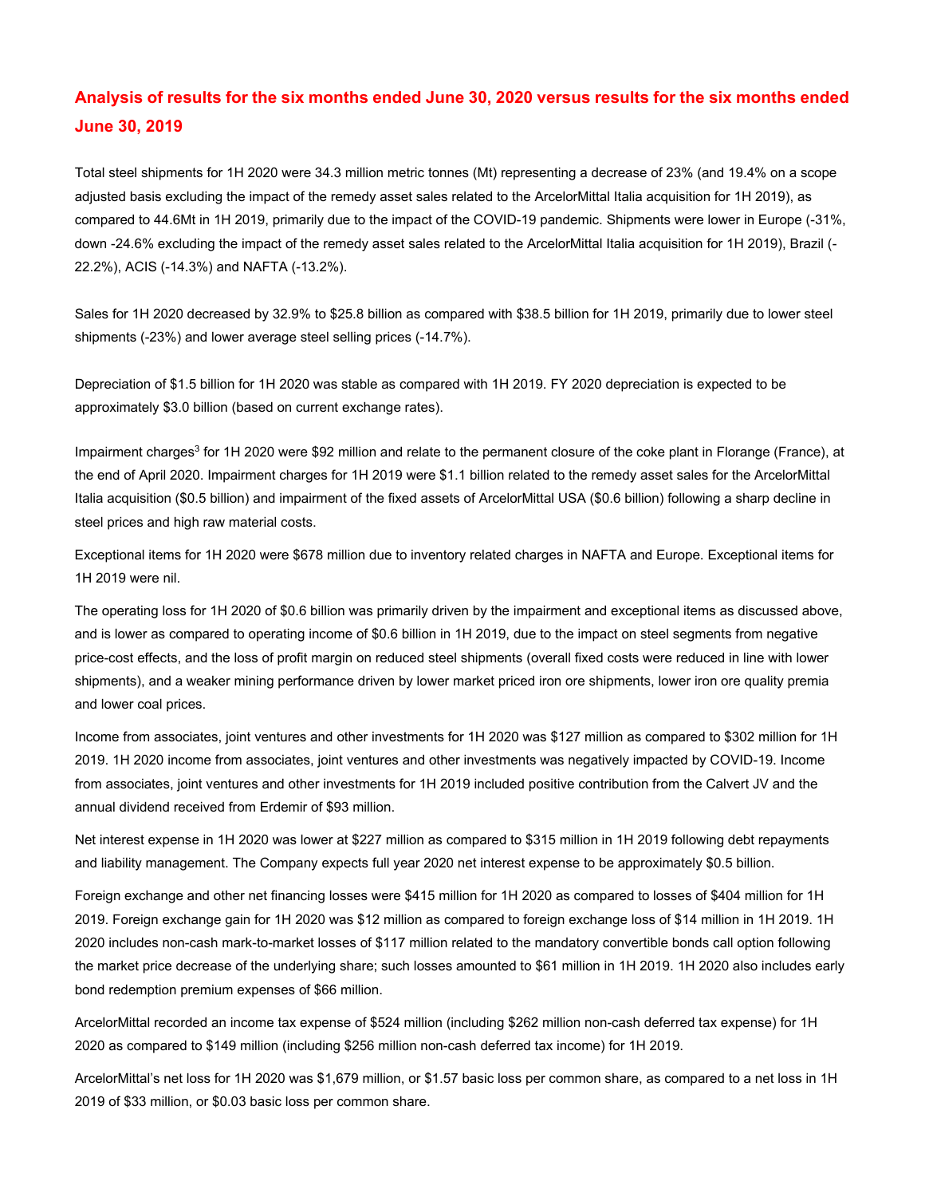## Analysis of results for the six months ended June 30, 2020 versus results for the six months ended June 30, 2019

Total steel shipments for 1H 2020 were 34.3 million metric tonnes (Mt) representing a decrease of 23% (and 19.4% on a scope adjusted basis excluding the impact of the remedy asset sales related to the ArcelorMittal Italia acquisition for 1H 2019), as compared to 44.6Mt in 1H 2019, primarily due to the impact of the COVID-19 pandemic. Shipments were lower in Europe (-31%, down -24.6% excluding the impact of the remedy asset sales related to the ArcelorMittal Italia acquisition for 1H 2019), Brazil (-22.2%), ACIS (-14.3%) and NAFTA (-13.2%).

Sales for 1H 2020 decreased by 32.9% to $25.8 billion as compared with $38.5 billion for 1H 2019, primarily due to lower steel shipments (-23%) and lower average steel selling prices (-14.7%).

Depreciation of $1.5 billion for 1H 2020 was stable as compared with 1H 2019. FY 2020 depreciation is expected to be approximately $3.0 billion (based on current exchange rates).

Impairment charges[3] for 1H 2020 were $92 million and relate to the permanent closure of the coke plant in Florange (France), at the end of April 2020. Impairment charges for 1H 2019 were $1.1 billion related to the remedy asset sales for the ArcelorMittal Italia acquisition ($0.5 billion) and impairment of the fixed assets of ArcelorMittal USA ($0.6 billion) following a sharp decline in steel prices and high raw material costs.

Exceptional items for 1H 2020 were $678 million due to inventory related charges in NAFTA and Europe. Exceptional items for 1H 2019 were nil.

The operating loss for 1H 2020 of $0.6 billion was primarily driven by the impairment and exceptional items as discussed above, and is lower as compared to operating income of $0.6 billion in 1H 2019, due to the impact on steel segments from negative price-cost effects, and the loss of profit margin on reduced steel shipments (overall fixed costs were reduced in line with lower shipments), and a weaker mining performance driven by lower market priced iron ore shipments, lower iron ore quality premia and lower coal prices.

Income from associates, joint ventures and other investments for 1H 2020 was $127 million as compared to $302 million for 1H 2019. 1H 2020 income from associates, joint ventures and other investments was negatively impacted by COVID-19. Income from associates, joint ventures and other investments for 1H 2019 included positive contribution from the Calvert JV and the annual dividend received from Erdemir of $93 million.

Net interest expense in 1H 2020 was lower at $227 million as compared to $315 million in 1H 2019 following debt repayments and liability management. The Company expects full year 2020 net interest expense to be approximately $0.5 billion.

Foreign exchange and other net financing losses were $415 million for 1H 2020 as compared to losses of $404 million for 1H 2019. Foreign exchange gain for 1H 2020 was $12 million as compared to foreign exchange loss of $14 million in 1H 2019. 1H 2020 includes non-cash mark-to-market losses of $117 million related to the mandatory convertible bonds call option following the market price decrease of the underlying share; such losses amounted to $61 million in 1H 2019. 1H 2020 also includes early bond redemption premium expenses of $66 million.

ArcelorMittal recorded an income tax expense of $524 million (including $262 million non-cash deferred tax expense) for 1H 2020 as compared to $149 million (including $256 million non-cash deferred tax income) for 1H 2019.

ArcelorMittal's net loss for 1H 2020 was $1,679 million, or $1.57 basic loss per common share, as compared to a net loss in 1H 2019 of $33 million, or $0.03 basic loss per common share.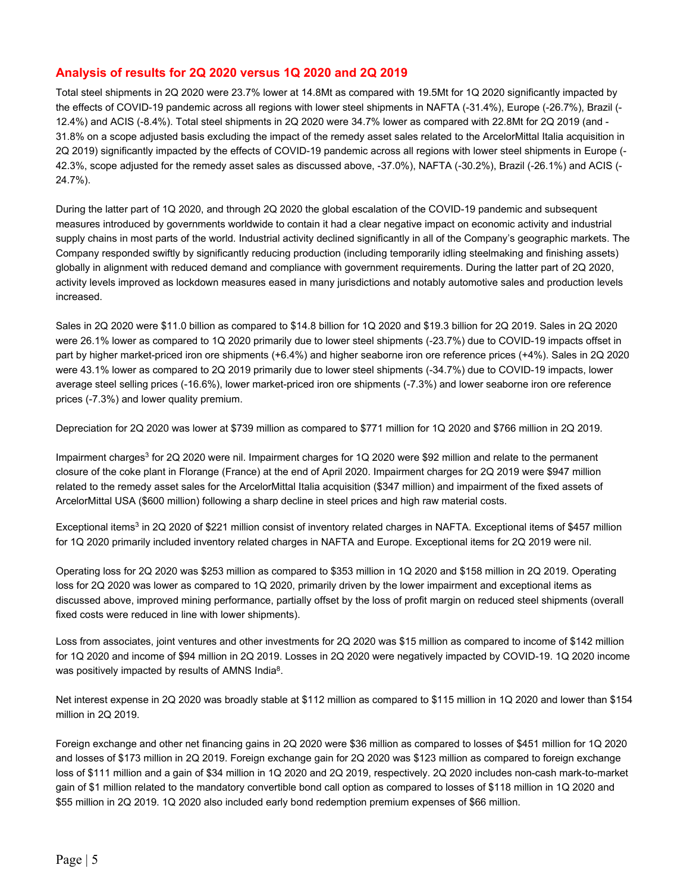## Analysis of results for 2Q 2020 versus 1Q 2020 and 2Q 2019

Total steel shipments in 2Q 2020 were 23.7% lower at 14.8Mt as compared with 19.5Mt for 1Q 2020 significantly impacted by the effects of COVID-19 pandemic across all regions with lower steel shipments in NAFTA (-31.4%), Europe (-26.7%), Brazil (-12.4%) and ACIS (-8.4%). Total steel shipments in 2Q 2020 were 34.7% lower as compared with 22.8Mt for 2Q 2019 (and -31.8% on a scope adjusted basis excluding the impact of the remedy asset sales related to the ArcelorMittal Italia acquisition in 2Q 2019) significantly impacted by the effects of COVID-19 pandemic across all regions with lower steel shipments in Europe (-42.3%, scope adjusted for the remedy asset sales as discussed above, -37.0%), NAFTA (-30.2%), Brazil (-26.1%) and ACIS (-24.7%).

During the latter part of 1Q 2020, and through 2Q 2020 the global escalation of the COVID-19 pandemic and subsequent measures introduced by governments worldwide to contain it had a clear negative impact on economic activity and industrial supply chains in most parts of the world. Industrial activity declined significantly in all of the Company's geographic markets. The Company responded swiftly by significantly reducing production (including temporarily idling steelmaking and finishing assets) globally in alignment with reduced demand and compliance with government requirements. During the latter part of 2Q 2020, activity levels improved as lockdown measures eased in many jurisdictions and notably automotive sales and production levels increased.

Sales in 2Q 2020 were $11.0 billion as compared to $14.8 billion for 1Q 2020 and $19.3 billion for 2Q 2019. Sales in 2Q 2020 were 26.1% lower as compared to 1Q 2020 primarily due to lower steel shipments (-23.7%) due to COVID-19 impacts offset in part by higher market-priced iron ore shipments (+6.4%) and higher seaborne iron ore reference prices (+4%). Sales in 2Q 2020 were 43.1% lower as compared to 2Q 2019 primarily due to lower steel shipments (-34.7%) due to COVID-19 impacts, lower average steel selling prices (-16.6%), lower market-priced iron ore shipments (-7.3%) and lower seaborne iron ore reference prices (-7.3%) and lower quality premium.

Depreciation for 2Q 2020 was lower at $739 million as compared to $771 million for 1Q 2020 and $766 million in 2Q 2019.

Impairment charges[3] for 2Q 2020 were nil. Impairment charges for 1Q 2020 were $92 million and relate to the permanent closure of the coke plant in Florange (France) at the end of April 2020. Impairment charges for 2Q 2019 were $947 million related to the remedy asset sales for the ArcelorMittal Italia acquisition ($347 million) and impairment of the fixed assets of ArcelorMittal USA ($600 million) following a sharp decline in steel prices and high raw material costs.

Exceptional items[3] in 2Q 2020 of $221 million consist of inventory related charges in NAFTA. Exceptional items of $457 million for 1Q 2020 primarily included inventory related charges in NAFTA and Europe. Exceptional items for 2Q 2019 were nil.

Operating loss for 2Q 2020 was $253 million as compared to $353 million in 1Q 2020 and $158 million in 2Q 2019. Operating loss for 2Q 2020 was lower as compared to 1Q 2020, primarily driven by the lower impairment and exceptional items as discussed above, improved mining performance, partially offset by the loss of profit margin on reduced steel shipments (overall fixed costs were reduced in line with lower shipments).

Loss from associates, joint ventures and other investments for 2Q 2020 was $15 million as compared to income of $142 million for 1Q 2020 and income of $94 million in 2Q 2019. Losses in 2Q 2020 were negatively impacted by COVID-19. 1Q 2020 income was positively impacted by results of AMNS India[8].

Net interest expense in 2Q 2020 was broadly stable at $112 million as compared to $115 million in 1Q 2020 and lower than $154 million in 2Q 2019.

Foreign exchange and other net financing gains in 2Q 2020 were $36 million as compared to losses of $451 million for 1Q 2020 and losses of $173 million in 2Q 2019. Foreign exchange gain for 2Q 2020 was $123 million as compared to foreign exchange loss of $111 million and a gain of $34 million in 1Q 2020 and 2Q 2019, respectively. 2Q 2020 includes non-cash mark-to-market gain of $1 million related to the mandatory convertible bond call option as compared to losses of $118 million in 1Q 2020 and $55 million in 2Q 2019. 1Q 2020 also included early bond redemption premium expenses of $66 million.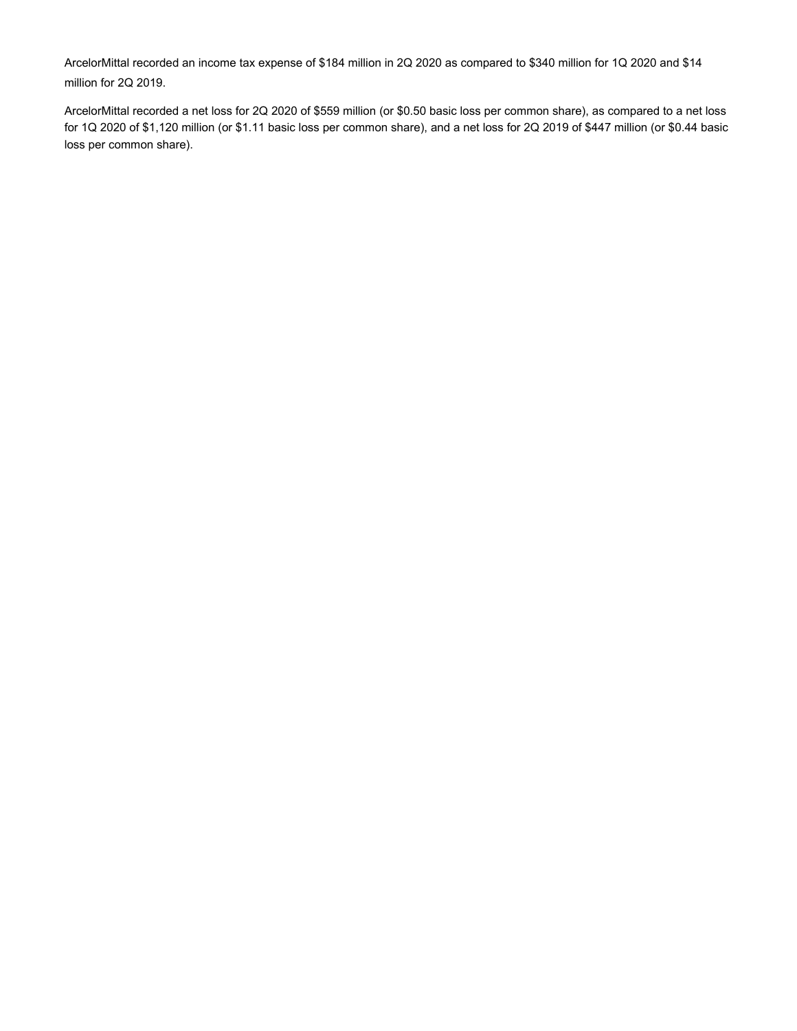ArcelorMittal recorded an income tax expense of $184 million in 2Q 2020 as compared to $340 million for 1Q 2020 and $14 million for 2Q 2019.

ArcelorMittal recorded a net loss for 2Q 2020 of $559 million (or $0.50 basic loss per common share), as compared to a net loss for 1Q 2020 of $1,120 million (or $1.11 basic loss per common share), and a net loss for 2Q 2019 of $447 million (or $0.44 basic loss per common share).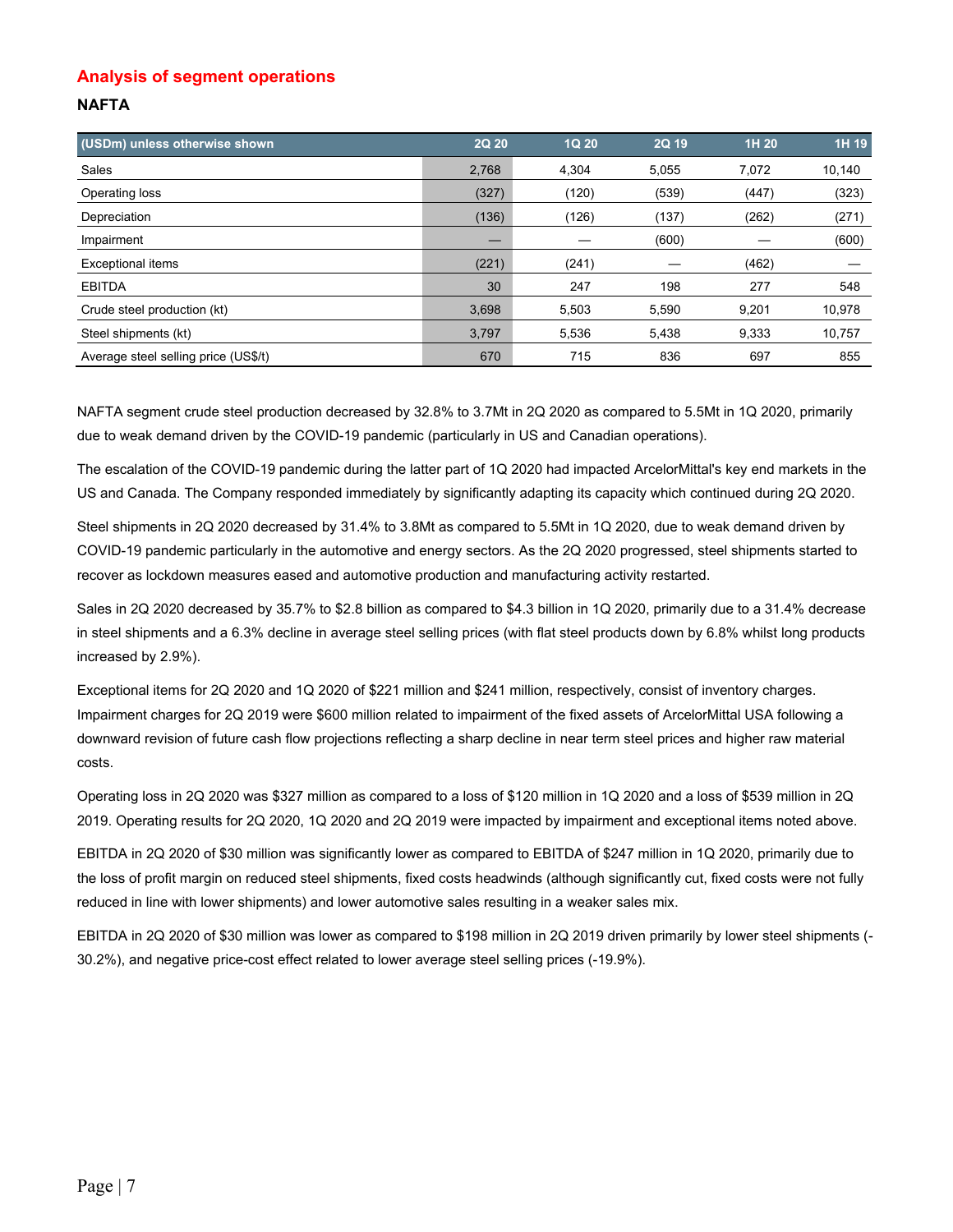## Analysis of segment operations

### NAFTA

| (USDm) unless otherwise shown | 2Q 20 | 1Q 20 | 2Q 19 | 1H 20 | 1H 19 |
|---|---|---|---|---|---|
| Sales | 2,768 | 4,304 | 5,055 | 7,072 | 10,140 |
| Operating loss | (327) | (120) | (539) | (447) | (323) |
| Depreciation | (136) | (126) | (137) | (262) | (271) |
| Impairment | — | — | (600) | — | (600) |
| Exceptional items | (221) | (241) | — | (462) | — |
| EBITDA | 30 | 247 | 198 | 277 | 548 |
| Crude steel production (kt) | 3,698 | 5,503 | 5,590 | 9,201 | 10,978 |
| Steel shipments (kt) | 3,797 | 5,536 | 5,438 | 9,333 | 10,757 |
| Average steel selling price (US$/t) | 670 | 715 | 836 | 697 | 855 |

NAFTA segment crude steel production decreased by 32.8% to 3.7Mt in 2Q 2020 as compared to 5.5Mt in 1Q 2020, primarily due to weak demand driven by the COVID-19 pandemic (particularly in US and Canadian operations).

The escalation of the COVID-19 pandemic during the latter part of 1Q 2020 had impacted ArcelorMittal's key end markets in the US and Canada. The Company responded immediately by significantly adapting its capacity which continued during 2Q 2020.

Steel shipments in 2Q 2020 decreased by 31.4% to 3.8Mt as compared to 5.5Mt in 1Q 2020, due to weak demand driven by COVID-19 pandemic particularly in the automotive and energy sectors. As the 2Q 2020 progressed, steel shipments started to recover as lockdown measures eased and automotive production and manufacturing activity restarted.

Sales in 2Q 2020 decreased by 35.7% to $2.8 billion as compared to $4.3 billion in 1Q 2020, primarily due to a 31.4% decrease in steel shipments and a 6.3% decline in average steel selling prices (with flat steel products down by 6.8% whilst long products increased by 2.9%).

Exceptional items for 2Q 2020 and 1Q 2020 of $221 million and $241 million, respectively, consist of inventory charges. Impairment charges for 2Q 2019 were $600 million related to impairment of the fixed assets of ArcelorMittal USA following a downward revision of future cash flow projections reflecting a sharp decline in near term steel prices and higher raw material costs.

Operating loss in 2Q 2020 was $327 million as compared to a loss of $120 million in 1Q 2020 and a loss of $539 million in 2Q 2019. Operating results for 2Q 2020, 1Q 2020 and 2Q 2019 were impacted by impairment and exceptional items noted above.

EBITDA in 2Q 2020 of $30 million was significantly lower as compared to EBITDA of $247 million in 1Q 2020, primarily due to the loss of profit margin on reduced steel shipments, fixed costs headwinds (although significantly cut, fixed costs were not fully reduced in line with lower shipments) and lower automotive sales resulting in a weaker sales mix.

EBITDA in 2Q 2020 of $30 million was lower as compared to $198 million in 2Q 2019 driven primarily by lower steel shipments (-30.2%), and negative price-cost effect related to lower average steel selling prices (-19.9%).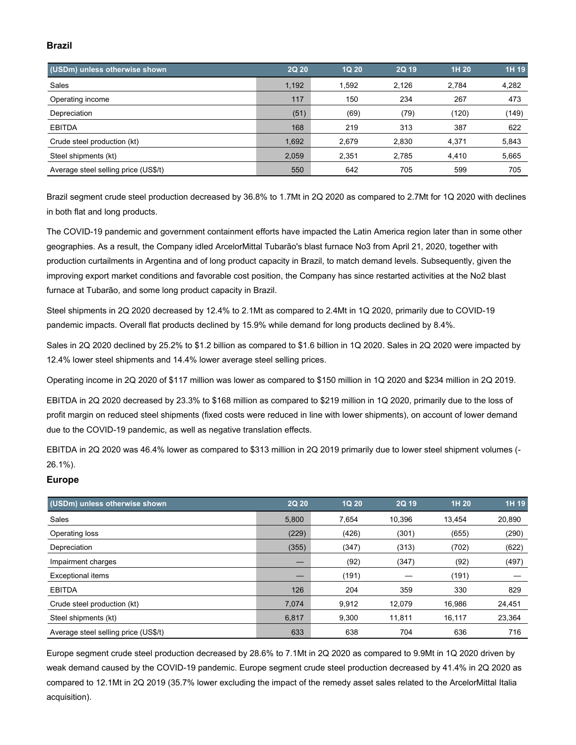## Brazil

| (USDm) unless otherwise shown | 2Q 20 | 1Q 20 | 2Q 19 | 1H 20 | 1H 19 |
|---|---|---|---|---|---|
| Sales | 1,192 | 1,592 | 2,126 | 2,784 | 4,282 |
| Operating income | 117 | 150 | 234 | 267 | 473 |
| Depreciation | (51) | (69) | (79) | (120) | (149) |
| EBITDA | 168 | 219 | 313 | 387 | 622 |
| Crude steel production (kt) | 1,692 | 2,679 | 2,830 | 4,371 | 5,843 |
| Steel shipments (kt) | 2,059 | 2,351 | 2,785 | 4,410 | 5,665 |
| Average steel selling price (US$/t) | 550 | 642 | 705 | 599 | 705 |

Brazil segment crude steel production decreased by 36.8% to 1.7Mt in 2Q 2020 as compared to 2.7Mt for 1Q 2020 with declines in both flat and long products.

The COVID-19 pandemic and government containment efforts have impacted the Latin America region later than in some other geographies. As a result, the Company idled ArcelorMittal Tubarão's blast furnace No3 from April 21, 2020, together with production curtailments in Argentina and of long product capacity in Brazil, to match demand levels. Subsequently, given the improving export market conditions and favorable cost position, the Company has since restarted activities at the No2 blast furnace at Tubarão, and some long product capacity in Brazil.

Steel shipments in 2Q 2020 decreased by 12.4% to 2.1Mt as compared to 2.4Mt in 1Q 2020, primarily due to COVID-19 pandemic impacts. Overall flat products declined by 15.9% while demand for long products declined by 8.4%.

Sales in 2Q 2020 declined by 25.2% to $1.2 billion as compared to $1.6 billion in 1Q 2020. Sales in 2Q 2020 were impacted by 12.4% lower steel shipments and 14.4% lower average steel selling prices.

Operating income in 2Q 2020 of $117 million was lower as compared to $150 million in 1Q 2020 and $234 million in 2Q 2019.

EBITDA in 2Q 2020 decreased by 23.3% to $168 million as compared to $219 million in 1Q 2020, primarily due to the loss of profit margin on reduced steel shipments (fixed costs were reduced in line with lower shipments), on account of lower demand due to the COVID-19 pandemic, as well as negative translation effects.

EBITDA in 2Q 2020 was 46.4% lower as compared to $313 million in 2Q 2019 primarily due to lower steel shipment volumes (-26.1%).

## Europe

| (USDm) unless otherwise shown | 2Q 20 | 1Q 20 | 2Q 19 | 1H 20 | 1H 19 |
|---|---|---|---|---|---|
| Sales | 5,800 | 7,654 | 10,396 | 13,454 | 20,890 |
| Operating loss | (229) | (426) | (301) | (655) | (290) |
| Depreciation | (355) | (347) | (313) | (702) | (622) |
| Impairment charges | — | (92) | (347) | (92) | (497) |
| Exceptional items | — | (191) | — | (191) | — |
| EBITDA | 126 | 204 | 359 | 330 | 829 |
| Crude steel production (kt) | 7,074 | 9,912 | 12,079 | 16,986 | 24,451 |
| Steel shipments (kt) | 6,817 | 9,300 | 11,811 | 16,117 | 23,364 |
| Average steel selling price (US$/t) | 633 | 638 | 704 | 636 | 716 |

Europe segment crude steel production decreased by 28.6% to 7.1Mt in 2Q 2020 as compared to 9.9Mt in 1Q 2020 driven by weak demand caused by the COVID-19 pandemic. Europe segment crude steel production decreased by 41.4% in 2Q 2020 as compared to 12.1Mt in 2Q 2019 (35.7% lower excluding the impact of the remedy asset sales related to the ArcelorMittal Italia acquisition).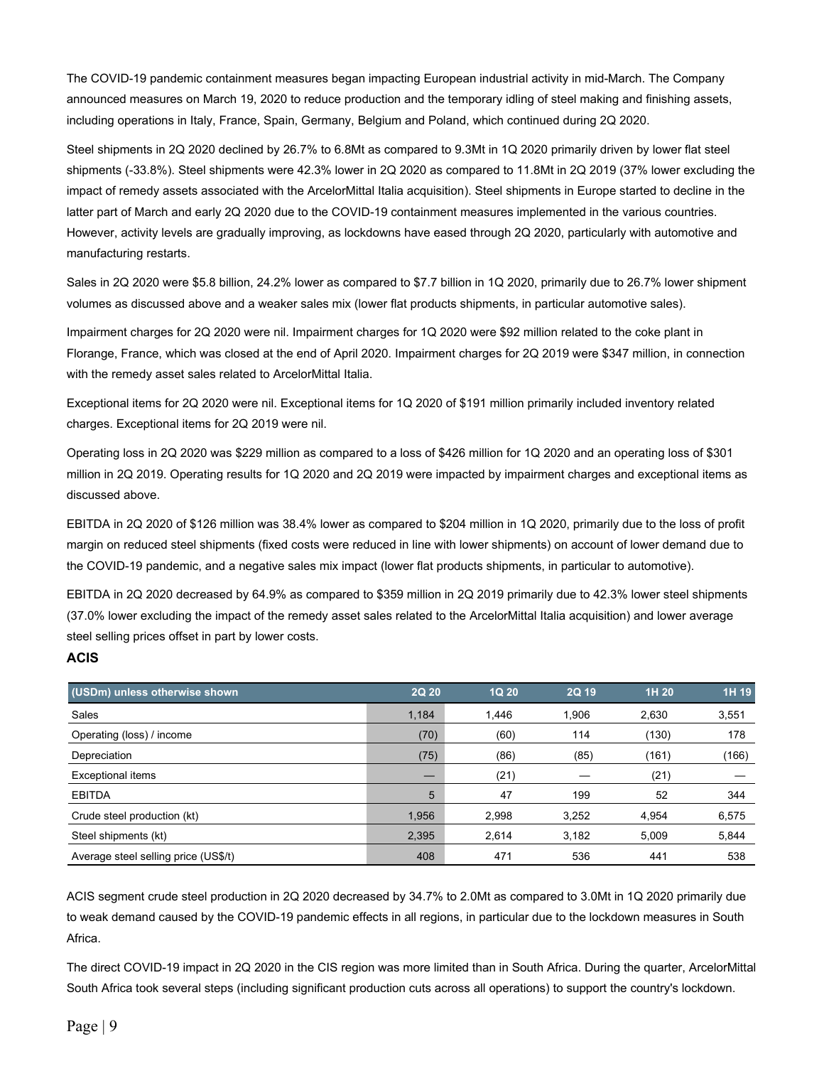The COVID-19 pandemic containment measures began impacting European industrial activity in mid-March. The Company announced measures on March 19, 2020 to reduce production and the temporary idling of steel making and finishing assets, including operations in Italy, France, Spain, Germany, Belgium and Poland, which continued during 2Q 2020.

Steel shipments in 2Q 2020 declined by 26.7% to 6.8Mt as compared to 9.3Mt in 1Q 2020 primarily driven by lower flat steel shipments (-33.8%). Steel shipments were 42.3% lower in 2Q 2020 as compared to 11.8Mt in 2Q 2019 (37% lower excluding the impact of remedy assets associated with the ArcelorMittal Italia acquisition). Steel shipments in Europe started to decline in the latter part of March and early 2Q 2020 due to the COVID-19 containment measures implemented in the various countries. However, activity levels are gradually improving, as lockdowns have eased through 2Q 2020, particularly with automotive and manufacturing restarts.

Sales in 2Q 2020 were $5.8 billion, 24.2% lower as compared to $7.7 billion in 1Q 2020, primarily due to 26.7% lower shipment volumes as discussed above and a weaker sales mix (lower flat products shipments, in particular automotive sales).

Impairment charges for 2Q 2020 were nil. Impairment charges for 1Q 2020 were $92 million related to the coke plant in Florange, France, which was closed at the end of April 2020. Impairment charges for 2Q 2019 were $347 million, in connection with the remedy asset sales related to ArcelorMittal Italia.

Exceptional items for 2Q 2020 were nil. Exceptional items for 1Q 2020 of $191 million primarily included inventory related charges. Exceptional items for 2Q 2019 were nil.

Operating loss in 2Q 2020 was $229 million as compared to a loss of $426 million for 1Q 2020 and an operating loss of $301 million in 2Q 2019. Operating results for 1Q 2020 and 2Q 2019 were impacted by impairment charges and exceptional items as discussed above.

EBITDA in 2Q 2020 of $126 million was 38.4% lower as compared to $204 million in 1Q 2020, primarily due to the loss of profit margin on reduced steel shipments (fixed costs were reduced in line with lower shipments) on account of lower demand due to the COVID-19 pandemic, and a negative sales mix impact (lower flat products shipments, in particular to automotive).

EBITDA in 2Q 2020 decreased by 64.9% as compared to $359 million in 2Q 2019 primarily due to 42.3% lower steel shipments (37.0% lower excluding the impact of the remedy asset sales related to the ArcelorMittal Italia acquisition) and lower average steel selling prices offset in part by lower costs.

## ACIS

| (USDm) unless otherwise shown | 2Q 20 | 1Q 20 | 2Q 19 | 1H 20 | 1H 19 |
|---|---|---|---|---|---|
| Sales | 1,184 | 1,446 | 1,906 | 2,630 | 3,551 |
| Operating (loss) / income | (70) | (60) | 114 | (130) | 178 |
| Depreciation | (75) | (86) | (85) | (161) | (166) |
| Exceptional items | — | (21) | — | (21) | — |
| EBITDA | 5 | 47 | 199 | 52 | 344 |
| Crude steel production (kt) | 1,956 | 2,998 | 3,252 | 4,954 | 6,575 |
| Steel shipments (kt) | 2,395 | 2,614 | 3,182 | 5,009 | 5,844 |
| Average steel selling price (US$/t) | 408 | 471 | 536 | 441 | 538 |

ACIS segment crude steel production in 2Q 2020 decreased by 34.7% to 2.0Mt as compared to 3.0Mt in 1Q 2020 primarily due to weak demand caused by the COVID-19 pandemic effects in all regions, in particular due to the lockdown measures in South Africa.

The direct COVID-19 impact in 2Q 2020 in the CIS region was more limited than in South Africa. During the quarter, ArcelorMittal South Africa took several steps (including significant production cuts across all operations) to support the country's lockdown.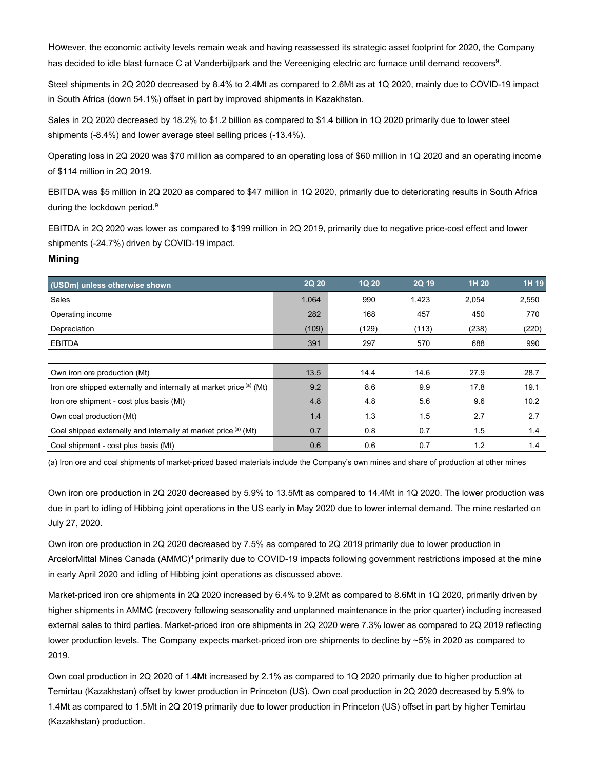However, the economic activity levels remain weak and having reassessed its strategic asset footprint for 2020, the Company has decided to idle blast furnace C at Vanderbijlpark and the Vereeniging electric arc furnace until demand recovers[9].

Steel shipments in 2Q 2020 decreased by 8.4% to 2.4Mt as compared to 2.6Mt as at 1Q 2020, mainly due to COVID-19 impact in South Africa (down 54.1%) offset in part by improved shipments in Kazakhstan.

Sales in 2Q 2020 decreased by 18.2% to $1.2 billion as compared to $1.4 billion in 1Q 2020 primarily due to lower steel shipments (-8.4%) and lower average steel selling prices (-13.4%).

Operating loss in 2Q 2020 was $70 million as compared to an operating loss of $60 million in 1Q 2020 and an operating income of $114 million in 2Q 2019.

EBITDA was $5 million in 2Q 2020 as compared to $47 million in 1Q 2020, primarily due to deteriorating results in South Africa during the lockdown period.[9]

EBITDA in 2Q 2020 was lower as compared to $199 million in 2Q 2019, primarily due to negative price-cost effect and lower shipments (-24.7%) driven by COVID-19 impact.

**Mining**

| (USDm) unless otherwise shown | 2Q 20 | 1Q 20 | 2Q 19 | 1H 20 | 1H 19 |
|---|---|---|---|---|---|
| Sales | 1,064 | 990 | 1,423 | 2,054 | 2,550 |
| Operating income | 282 | 168 | 457 | 450 | 770 |
| Depreciation | (109) | (129) | (113) | (238) | (220) |
| EBITDA | 391 | 297 | 570 | 688 | 990 |
| | | | | | |
| Own iron ore production (Mt) | 13.5 | 14.4 | 14.6 | 27.9 | 28.7 |
| Iron ore shipped externally and internally at market price [(a)] (Mt) | 9.2 | 8.6 | 9.9 | 17.8 | 19.1 |
| Iron ore shipment - cost plus basis (Mt) | 4.8 | 4.8 | 5.6 | 9.6 | 10.2 |
| Own coal production (Mt) | 1.4 | 1.3 | 1.5 | 2.7 | 2.7 |
| Coal shipped externally and internally at market price [(a)] (Mt) | 0.7 | 0.8 | 0.7 | 1.5 | 1.4 |
| Coal shipment - cost plus basis (Mt) | 0.6 | 0.6 | 0.7 | 1.2 | 1.4 |

(a) Iron ore and coal shipments of market-priced based materials include the Company's own mines and share of production at other mines

Own iron ore production in 2Q 2020 decreased by 5.9% to 13.5Mt as compared to 14.4Mt in 1Q 2020. The lower production was due in part to idling of Hibbing joint operations in the US early in May 2020 due to lower internal demand. The mine restarted on July 27, 2020.

Own iron ore production in 2Q 2020 decreased by 7.5% as compared to 2Q 2019 primarily due to lower production in ArcelorMittal Mines Canada (AMMC)[4] primarily due to COVID-19 impacts following government restrictions imposed at the mine in early April 2020 and idling of Hibbing joint operations as discussed above.

Market-priced iron ore shipments in 2Q 2020 increased by 6.4% to 9.2Mt as compared to 8.6Mt in 1Q 2020, primarily driven by higher shipments in AMMC (recovery following seasonality and unplanned maintenance in the prior quarter) including increased external sales to third parties. Market-priced iron ore shipments in 2Q 2020 were 7.3% lower as compared to 2Q 2019 reflecting lower production levels. The Company expects market-priced iron ore shipments to decline by ~5% in 2020 as compared to 2019.

Own coal production in 2Q 2020 of 1.4Mt increased by 2.1% as compared to 1Q 2020 primarily due to higher production at Temirtau (Kazakhstan) offset by lower production in Princeton (US). Own coal production in 2Q 2020 decreased by 5.9% to 1.4Mt as compared to 1.5Mt in 2Q 2019 primarily due to lower production in Princeton (US) offset in part by higher Temirtau (Kazakhstan) production.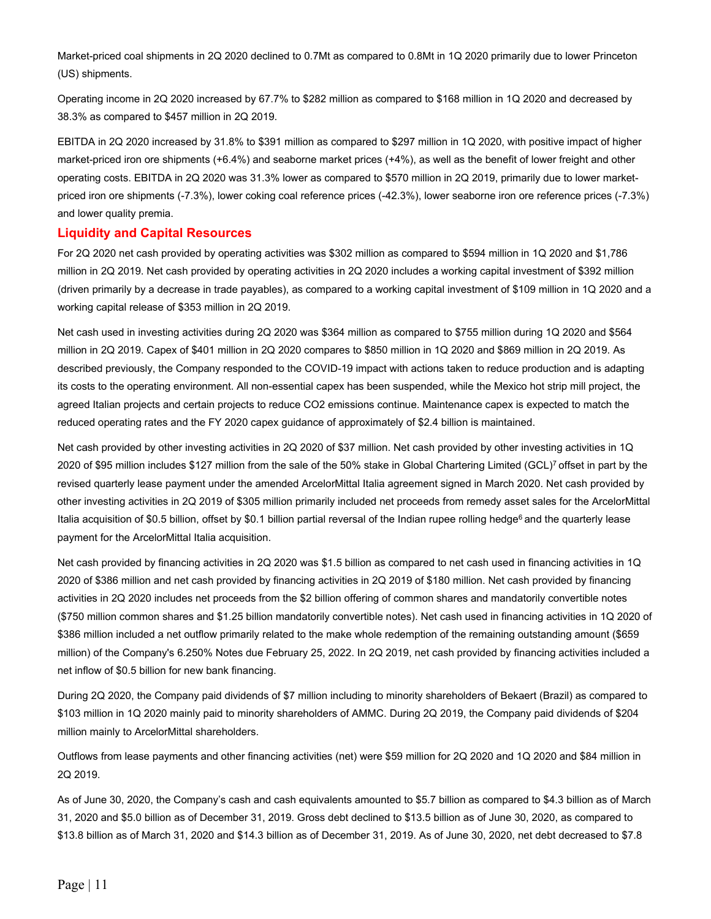Market-priced coal shipments in 2Q 2020 declined to 0.7Mt as compared to 0.8Mt in 1Q 2020 primarily due to lower Princeton (US) shipments.

Operating income in 2Q 2020 increased by 67.7% to $282 million as compared to $168 million in 1Q 2020 and decreased by 38.3% as compared to $457 million in 2Q 2019.

EBITDA in 2Q 2020 increased by 31.8% to $391 million as compared to $297 million in 1Q 2020, with positive impact of higher market-priced iron ore shipments (+6.4%) and seaborne market prices (+4%), as well as the benefit of lower freight and other operating costs. EBITDA in 2Q 2020 was 31.3% lower as compared to $570 million in 2Q 2019, primarily due to lower market-priced iron ore shipments (-7.3%), lower coking coal reference prices (-42.3%), lower seaborne iron ore reference prices (-7.3%) and lower quality premia.

## Liquidity and Capital Resources

For 2Q 2020 net cash provided by operating activities was $302 million as compared to $594 million in 1Q 2020 and $1,786 million in 2Q 2019. Net cash provided by operating activities in 2Q 2020 includes a working capital investment of $392 million (driven primarily by a decrease in trade payables), as compared to a working capital investment of $109 million in 1Q 2020 and a working capital release of $353 million in 2Q 2019.

Net cash used in investing activities during 2Q 2020 was $364 million as compared to $755 million during 1Q 2020 and $564 million in 2Q 2019. Capex of $401 million in 2Q 2020 compares to $850 million in 1Q 2020 and $869 million in 2Q 2019. As described previously, the Company responded to the COVID-19 impact with actions taken to reduce production and is adapting its costs to the operating environment. All non-essential capex has been suspended, while the Mexico hot strip mill project, the agreed Italian projects and certain projects to reduce CO2 emissions continue. Maintenance capex is expected to match the reduced operating rates and the FY 2020 capex guidance of approximately of $2.4 billion is maintained.

Net cash provided by other investing activities in 2Q 2020 of $37 million. Net cash provided by other investing activities in 1Q 2020 of $95 million includes $127 million from the sale of the 50% stake in Global Chartering Limited (GCL)[7] offset in part by the revised quarterly lease payment under the amended ArcelorMittal Italia agreement signed in March 2020. Net cash provided by other investing activities in 2Q 2019 of $305 million primarily included net proceeds from remedy asset sales for the ArcelorMittal Italia acquisition of $0.5 billion, offset by $0.1 billion partial reversal of the Indian rupee rolling hedge[6] and the quarterly lease payment for the ArcelorMittal Italia acquisition.

Net cash provided by financing activities in 2Q 2020 was $1.5 billion as compared to net cash used in financing activities in 1Q 2020 of $386 million and net cash provided by financing activities in 2Q 2019 of $180 million. Net cash provided by financing activities in 2Q 2020 includes net proceeds from the $2 billion offering of common shares and mandatorily convertible notes ($750 million common shares and $1.25 billion mandatorily convertible notes). Net cash used in financing activities in 1Q 2020 of $386 million included a net outflow primarily related to the make whole redemption of the remaining outstanding amount ($659 million) of the Company's 6.250% Notes due February 25, 2022. In 2Q 2019, net cash provided by financing activities included a net inflow of $0.5 billion for new bank financing.

During 2Q 2020, the Company paid dividends of $7 million including to minority shareholders of Bekaert (Brazil) as compared to $103 million in 1Q 2020 mainly paid to minority shareholders of AMMC. During 2Q 2019, the Company paid dividends of $204 million mainly to ArcelorMittal shareholders.

Outflows from lease payments and other financing activities (net) were $59 million for 2Q 2020 and 1Q 2020 and $84 million in 2Q 2019.

As of June 30, 2020, the Company's cash and cash equivalents amounted to $5.7 billion as compared to $4.3 billion as of March 31, 2020 and $5.0 billion as of December 31, 2019. Gross debt declined to $13.5 billion as of June 30, 2020, as compared to $13.8 billion as of March 31, 2020 and $14.3 billion as of December 31, 2019. As of June 30, 2020, net debt decreased to $7.8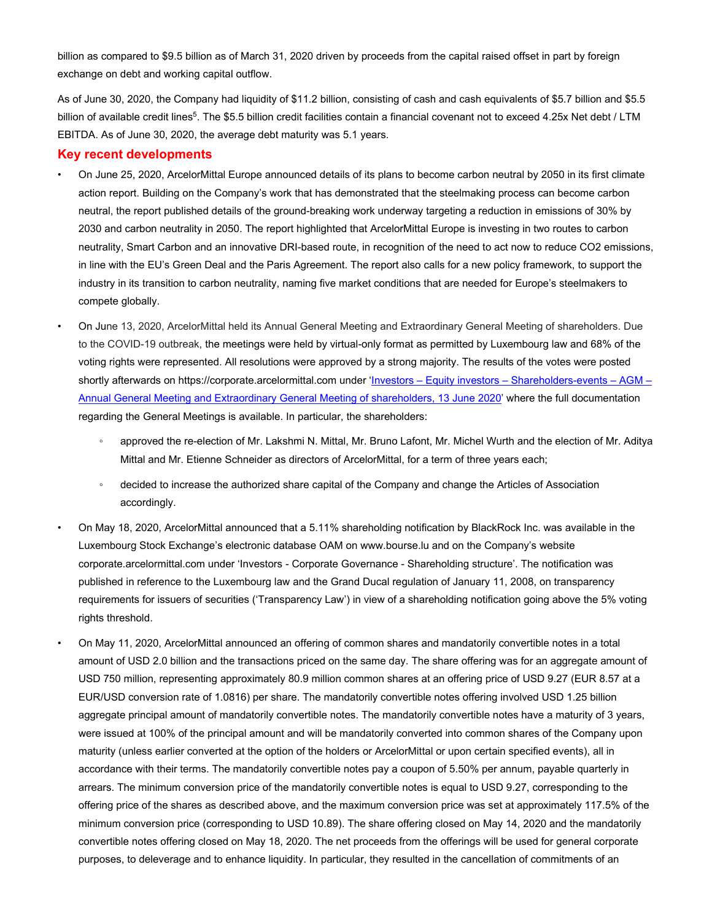billion as compared to $9.5 billion as of March 31, 2020 driven by proceeds from the capital raised offset in part by foreign exchange on debt and working capital outflow.

As of June 30, 2020, the Company had liquidity of $11.2 billion, consisting of cash and cash equivalents of $5.7 billion and $5.5 billion of available credit lines[5]. The $5.5 billion credit facilities contain a financial covenant not to exceed 4.25x Net debt / LTM EBITDA. As of June 30, 2020, the average debt maturity was 5.1 years.

## Key recent developments

- On June 25, 2020, ArcelorMittal Europe announced details of its plans to become carbon neutral by 2050 in its first climate action report. Building on the Company's work that has demonstrated that the steelmaking process can become carbon neutral, the report published details of the ground-breaking work underway targeting a reduction in emissions of 30% by 2030 and carbon neutrality in 2050. The report highlighted that ArcelorMittal Europe is investing in two routes to carbon neutrality, Smart Carbon and an innovative DRI-based route, in recognition of the need to act now to reduce CO2 emissions, in line with the EU's Green Deal and the Paris Agreement. The report also calls for a new policy framework, to support the industry in its transition to carbon neutrality, naming five market conditions that are needed for Europe's steelmakers to compete globally.

- On June 13, 2020, ArcelorMittal held its Annual General Meeting and Extraordinary General Meeting of shareholders. Due to the COVID-19 outbreak, the meetings were held by virtual-only format as permitted by Luxembourg law and 68% of the voting rights were represented. All resolutions were approved by a strong majority. The results of the votes were posted shortly afterwards on https://corporate.arcelormittal.com under 'Investors – Equity investors – Shareholders-events – AGM – Annual General Meeting and Extraordinary General Meeting of shareholders, 13 June 2020' where the full documentation regarding the General Meetings is available. In particular, the shareholders:
  - approved the re-election of Mr. Lakshmi N. Mittal, Mr. Bruno Lafont, Mr. Michel Wurth and the election of Mr. Aditya Mittal and Mr. Etienne Schneider as directors of ArcelorMittal, for a term of three years each;
  - decided to increase the authorized share capital of the Company and change the Articles of Association accordingly.

- On May 18, 2020, ArcelorMittal announced that a 5.11% shareholding notification by BlackRock Inc. was available in the Luxembourg Stock Exchange's electronic database OAM on www.bourse.lu and on the Company's website corporate.arcelormittal.com under 'Investors - Corporate Governance - Shareholding structure'. The notification was published in reference to the Luxembourg law and the Grand Ducal regulation of January 11, 2008, on transparency requirements for issuers of securities ('Transparency Law') in view of a shareholding notification going above the 5% voting rights threshold.

- On May 11, 2020, ArcelorMittal announced an offering of common shares and mandatorily convertible notes in a total amount of USD 2.0 billion and the transactions priced on the same day. The share offering was for an aggregate amount of USD 750 million, representing approximately 80.9 million common shares at an offering price of USD 9.27 (EUR 8.57 at a EUR/USD conversion rate of 1.0816) per share. The mandatorily convertible notes offering involved USD 1.25 billion aggregate principal amount of mandatorily convertible notes. The mandatorily convertible notes have a maturity of 3 years, were issued at 100% of the principal amount and will be mandatorily converted into common shares of the Company upon maturity (unless earlier converted at the option of the holders or ArcelorMittal or upon certain specified events), all in accordance with their terms. The mandatorily convertible notes pay a coupon of 5.50% per annum, payable quarterly in arrears. The minimum conversion price of the mandatorily convertible notes is equal to USD 9.27, corresponding to the offering price of the shares as described above, and the maximum conversion price was set at approximately 117.5% of the minimum conversion price (corresponding to USD 10.89). The share offering closed on May 14, 2020 and the mandatorily convertible notes offering closed on May 18, 2020. The net proceeds from the offerings will be used for general corporate purposes, to deleverage and to enhance liquidity. In particular, they resulted in the cancellation of commitments of an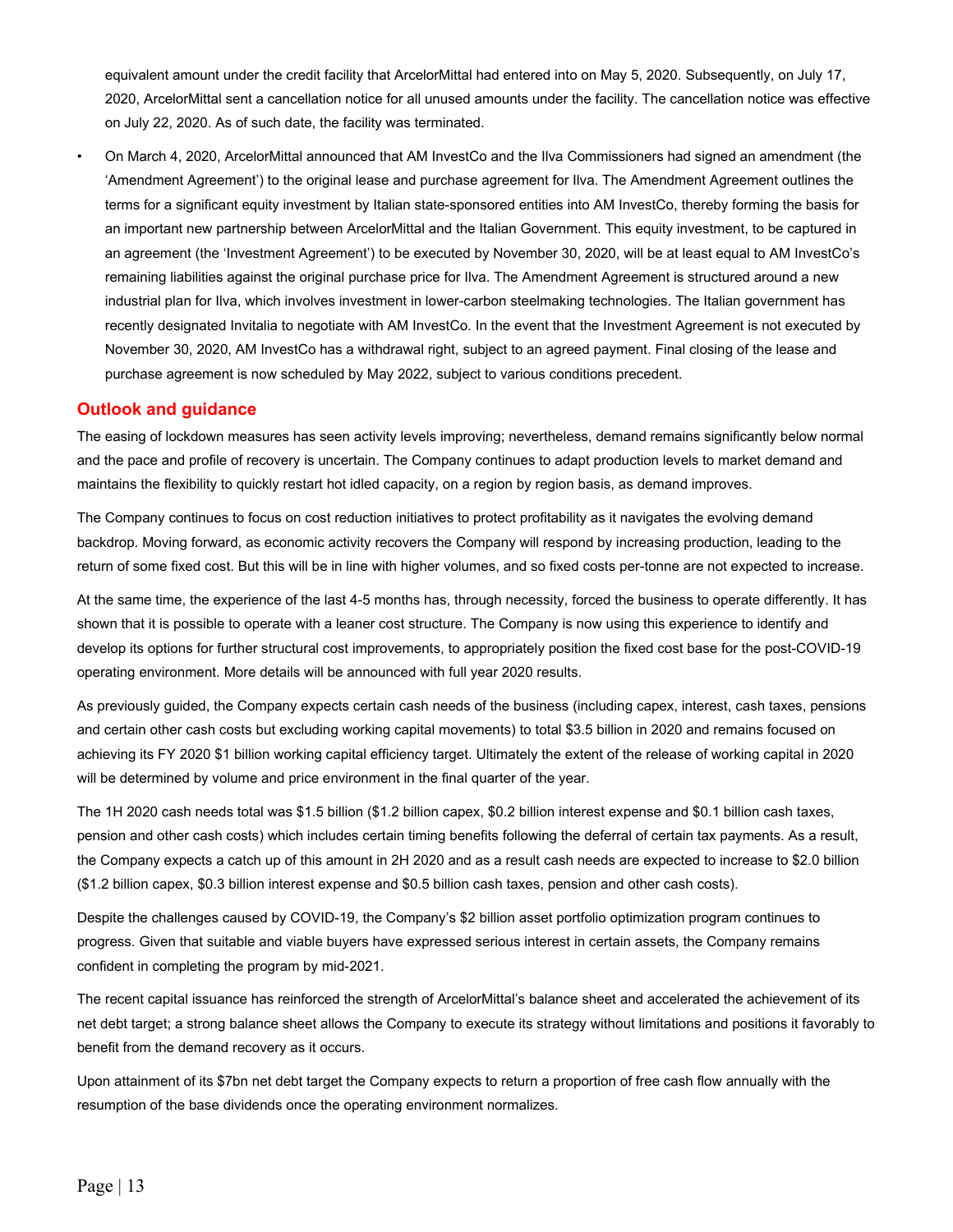equivalent amount under the credit facility that ArcelorMittal had entered into on May 5, 2020. Subsequently, on July 17, 2020, ArcelorMittal sent a cancellation notice for all unused amounts under the facility. The cancellation notice was effective on July 22, 2020. As of such date, the facility was terminated.

- On March 4, 2020, ArcelorMittal announced that AM InvestCo and the Ilva Commissioners had signed an amendment (the 'Amendment Agreement') to the original lease and purchase agreement for Ilva. The Amendment Agreement outlines the terms for a significant equity investment by Italian state-sponsored entities into AM InvestCo, thereby forming the basis for an important new partnership between ArcelorMittal and the Italian Government. This equity investment, to be captured in an agreement (the 'Investment Agreement') to be executed by November 30, 2020, will be at least equal to AM InvestCo's remaining liabilities against the original purchase price for Ilva. The Amendment Agreement is structured around a new industrial plan for Ilva, which involves investment in lower-carbon steelmaking technologies. The Italian government has recently designated Invitalia to negotiate with AM InvestCo. In the event that the Investment Agreement is not executed by November 30, 2020, AM InvestCo has a withdrawal right, subject to an agreed payment. Final closing of the lease and purchase agreement is now scheduled by May 2022, subject to various conditions precedent.

## Outlook and guidance

The easing of lockdown measures has seen activity levels improving; nevertheless, demand remains significantly below normal and the pace and profile of recovery is uncertain. The Company continues to adapt production levels to market demand and maintains the flexibility to quickly restart hot idled capacity, on a region by region basis, as demand improves.

The Company continues to focus on cost reduction initiatives to protect profitability as it navigates the evolving demand backdrop. Moving forward, as economic activity recovers the Company will respond by increasing production, leading to the return of some fixed cost. But this will be in line with higher volumes, and so fixed costs per-tonne are not expected to increase.

At the same time, the experience of the last 4-5 months has, through necessity, forced the business to operate differently. It has shown that it is possible to operate with a leaner cost structure. The Company is now using this experience to identify and develop its options for further structural cost improvements, to appropriately position the fixed cost base for the post-COVID-19 operating environment. More details will be announced with full year 2020 results.

As previously guided, the Company expects certain cash needs of the business (including capex, interest, cash taxes, pensions and certain other cash costs but excluding working capital movements) to total $3.5 billion in 2020 and remains focused on achieving its FY 2020 $1 billion working capital efficiency target. Ultimately the extent of the release of working capital in 2020 will be determined by volume and price environment in the final quarter of the year.

The 1H 2020 cash needs total was $1.5 billion ($1.2 billion capex, $0.2 billion interest expense and $0.1 billion cash taxes, pension and other cash costs) which includes certain timing benefits following the deferral of certain tax payments. As a result, the Company expects a catch up of this amount in 2H 2020 and as a result cash needs are expected to increase to $2.0 billion ($1.2 billion capex, $0.3 billion interest expense and $0.5 billion cash taxes, pension and other cash costs).

Despite the challenges caused by COVID-19, the Company's $2 billion asset portfolio optimization program continues to progress. Given that suitable and viable buyers have expressed serious interest in certain assets, the Company remains confident in completing the program by mid-2021.

The recent capital issuance has reinforced the strength of ArcelorMittal's balance sheet and accelerated the achievement of its net debt target; a strong balance sheet allows the Company to execute its strategy without limitations and positions it favorably to benefit from the demand recovery as it occurs.

Upon attainment of its $7bn net debt target the Company expects to return a proportion of free cash flow annually with the resumption of the base dividends once the operating environment normalizes.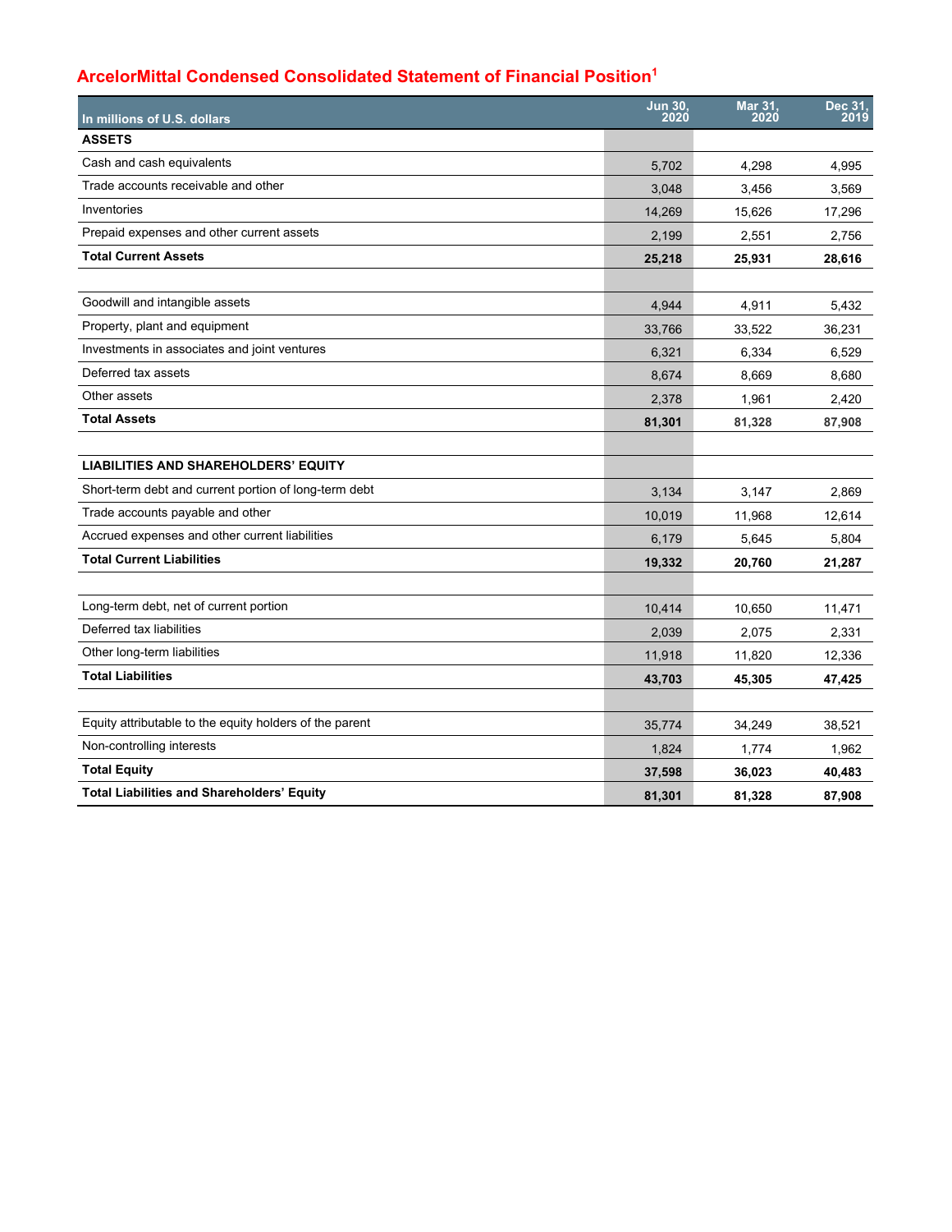## ArcelorMittal Condensed Consolidated Statement of Financial Position[1]

| In millions of U.S. dollars | Jun 30, 2020 | Mar 31, 2020 | Dec 31, 2019 |
|---|---|---|---|
| **ASSETS** | | | |
| Cash and cash equivalents | 5,702 | 4,298 | 4,995 |
| Trade accounts receivable and other | 3,048 | 3,456 | 3,569 |
| Inventories | 14,269 | 15,626 | 17,296 |
| Prepaid expenses and other current assets | 2,199 | 2,551 | 2,756 |
| **Total Current Assets** | **25,218** | **25,931** | **28,616** |
| | | | |
| Goodwill and intangible assets | 4,944 | 4,911 | 5,432 |
| Property, plant and equipment | 33,766 | 33,522 | 36,231 |
| Investments in associates and joint ventures | 6,321 | 6,334 | 6,529 |
| Deferred tax assets | 8,674 | 8,669 | 8,680 |
| Other assets | 2,378 | 1,961 | 2,420 |
| **Total Assets** | **81,301** | **81,328** | **87,908** |
| | | | |
| **LIABILITIES AND SHAREHOLDERS' EQUITY** | | | |
| Short-term debt and current portion of long-term debt | 3,134 | 3,147 | 2,869 |
| Trade accounts payable and other | 10,019 | 11,968 | 12,614 |
| Accrued expenses and other current liabilities | 6,179 | 5,645 | 5,804 |
| **Total Current Liabilities** | **19,332** | **20,760** | **21,287** |
| | | | |
| Long-term debt, net of current portion | 10,414 | 10,650 | 11,471 |
| Deferred tax liabilities | 2,039 | 2,075 | 2,331 |
| Other long-term liabilities | 11,918 | 11,820 | 12,336 |
| **Total Liabilities** | **43,703** | **45,305** | **47,425** |
| | | | |
| Equity attributable to the equity holders of the parent | 35,774 | 34,249 | 38,521 |
| Non-controlling interests | 1,824 | 1,774 | 1,962 |
| **Total Equity** | **37,598** | **36,023** | **40,483** |
| **Total Liabilities and Shareholders' Equity** | **81,301** | **81,328** | **87,908** |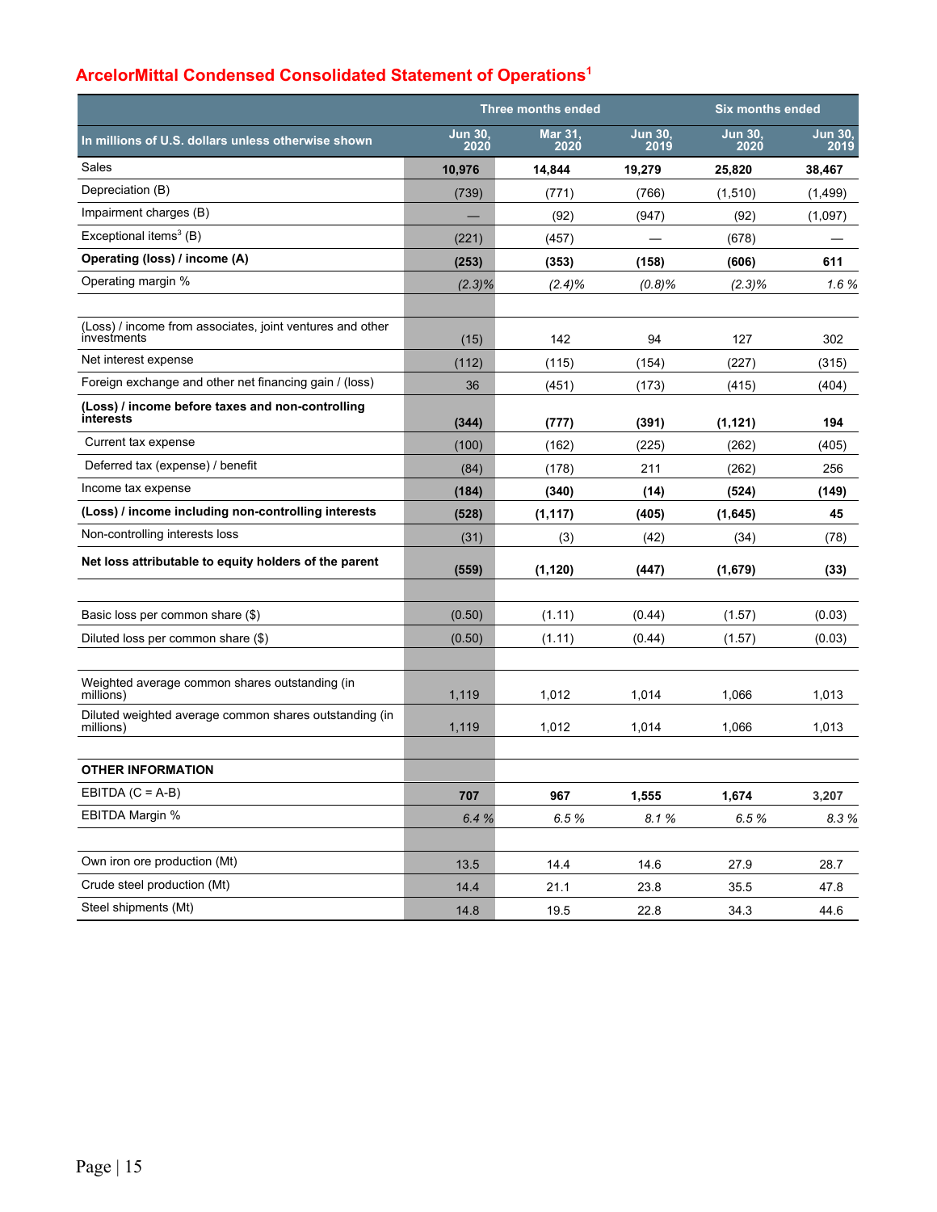## ArcelorMittal Condensed Consolidated Statement of Operations[1]

| | Three months ended | | | Six months ended | |
|---|---|---|---|---|---|
| **In millions of U.S. dollars unless otherwise shown** | **Jun 30, 2020** | **Mar 31, 2020** | **Jun 30, 2019** | **Jun 30, 2020** | **Jun 30, 2019** |
| Sales | **10,976** | **14,844** | **19,279** | **25,820** | **38,467** |
| Depreciation (B) | (739) | (771) | (766) | (1,510) | (1,499) |
| Impairment charges (B) | — | (92) | (947) | (92) | (1,097) |
| Exceptional items[3] (B) | (221) | (457) | — | (678) | — |
| **Operating (loss) / income (A)** | **(253)** | **(353)** | **(158)** | **(606)** | **611** |
| Operating margin % | *(2.3)%* | *(2.4)%* | *(0.8)%* | *(2.3)%* | *1.6 %* |
| | | | | | |
| (Loss) / income from associates, joint ventures and other investments | (15) | 142 | 94 | 127 | 302 |
| Net interest expense | (112) | (115) | (154) | (227) | (315) |
| Foreign exchange and other net financing gain / (loss) | 36 | (451) | (173) | (415) | (404) |
| **(Loss) / income before taxes and non-controlling interests** | **(344)** | **(777)** | **(391)** | **(1,121)** | **194** |
| Current tax expense | (100) | (162) | (225) | (262) | (405) |
| Deferred tax (expense) / benefit | (84) | (178) | 211 | (262) | 256 |
| Income tax expense | **(184)** | **(340)** | **(14)** | **(524)** | **(149)** |
| **(Loss) / income including non-controlling interests** | **(528)** | **(1,117)** | **(405)** | **(1,645)** | **45** |
| Non-controlling interests loss | (31) | (3) | (42) | (34) | (78) |
| **Net loss attributable to equity holders of the parent** | **(559)** | **(1,120)** | **(447)** | **(1,679)** | **(33)** |
| | | | | | |
| Basic loss per common share ($) | (0.50) | (1.11) | (0.44) | (1.57) | (0.03) |
| Diluted loss per common share ($) | (0.50) | (1.11) | (0.44) | (1.57) | (0.03) |
| | | | | | |
| Weighted average common shares outstanding (in millions) | 1,119 | 1,012 | 1,014 | 1,066 | 1,013 |
| Diluted weighted average common shares outstanding (in millions) | 1,119 | 1,012 | 1,014 | 1,066 | 1,013 |
| | | | | | |
| **OTHER INFORMATION** | | | | | |
| EBITDA (C = A-B) | **707** | **967** | **1,555** | **1,674** | **3,207** |
| EBITDA Margin % | *6.4 %* | *6.5 %* | *8.1 %* | *6.5 %* | *8.3 %* |
| | | | | | |
| Own iron ore production (Mt) | 13.5 | 14.4 | 14.6 | 27.9 | 28.7 |
| Crude steel production (Mt) | 14.4 | 21.1 | 23.8 | 35.5 | 47.8 |
| Steel shipments (Mt) | 14.8 | 19.5 | 22.8 | 34.3 | 44.6 |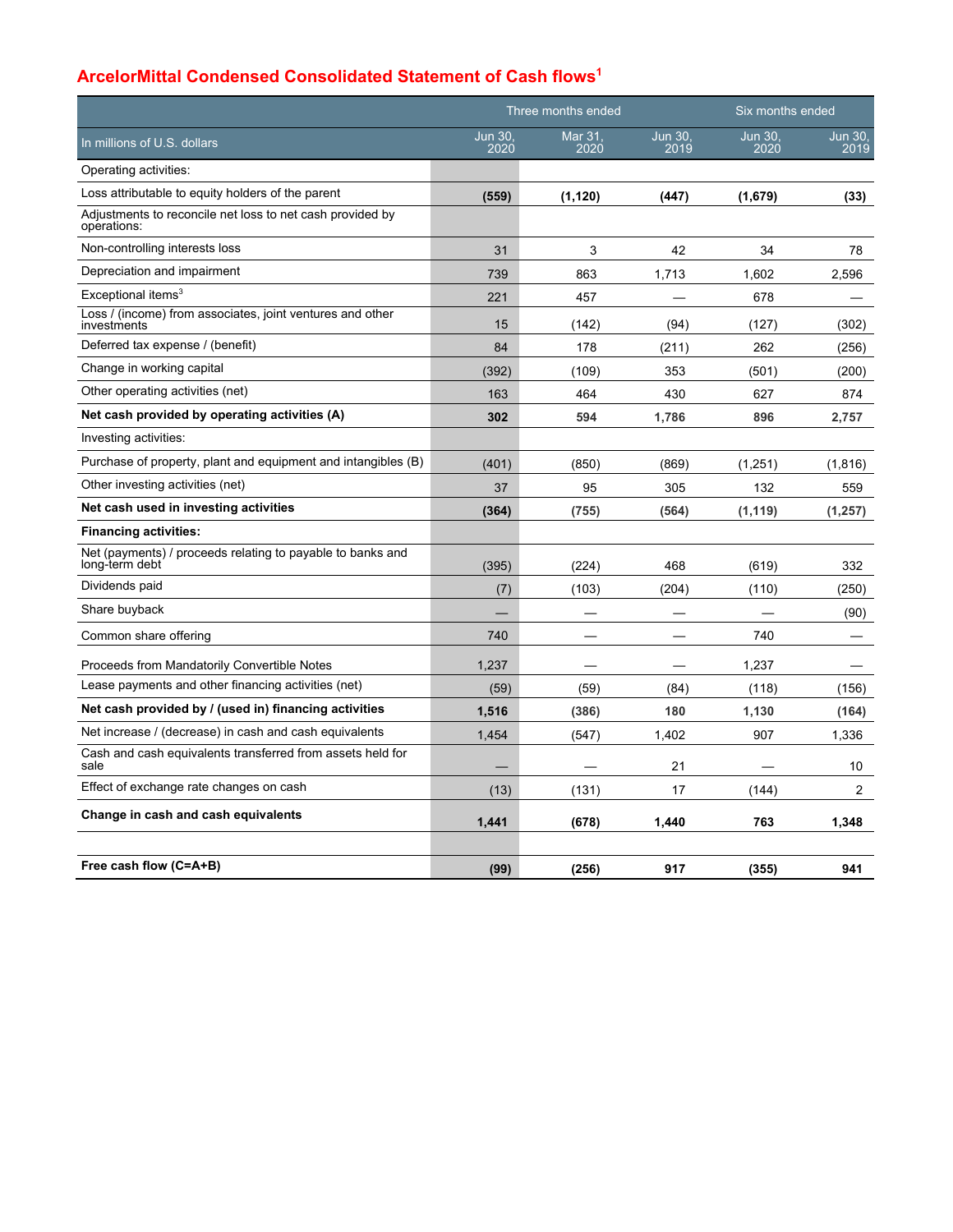## ArcelorMittal Condensed Consolidated Statement of Cash flows[1]

| | Three months ended | | | Six months ended | |
|---|---|---|---|---|---|
| In millions of U.S. dollars | Jun 30, 2020 | Mar 31, 2020 | Jun 30, 2019 | Jun 30, 2020 | Jun 30, 2019 |
| Operating activities: | | | | | |
| Loss attributable to equity holders of the parent | **(559)** | **(1,120)** | **(447)** | **(1,679)** | **(33)** |
| Adjustments to reconcile net loss to net cash provided by operations: | | | | | |
| Non-controlling interests loss | 31 | 3 | 42 | 34 | 78 |
| Depreciation and impairment | 739 | 863 | 1,713 | 1,602 | 2,596 |
| Exceptional items[3] | 221 | 457 | — | 678 | — |
| Loss / (income) from associates, joint ventures and other investments | 15 | (142) | (94) | (127) | (302) |
| Deferred tax expense / (benefit) | 84 | 178 | (211) | 262 | (256) |
| Change in working capital | (392) | (109) | 353 | (501) | (200) |
| Other operating activities (net) | 163 | 464 | 430 | 627 | 874 |
| **Net cash provided by operating activities (A)** | **302** | **594** | **1,786** | **896** | **2,757** |
| Investing activities: | | | | | |
| Purchase of property, plant and equipment and intangibles (B) | (401) | (850) | (869) | (1,251) | (1,816) |
| Other investing activities (net) | 37 | 95 | 305 | 132 | 559 |
| **Net cash used in investing activities** | **(364)** | **(755)** | **(564)** | **(1,119)** | **(1,257)** |
| **Financing activities:** | | | | | |
| Net (payments) / proceeds relating to payable to banks and long-term debt | (395) | (224) | 468 | (619) | 332 |
| Dividends paid | (7) | (103) | (204) | (110) | (250) |
| Share buyback | — | — | — | — | (90) |
| Common share offering | 740 | — | — | 740 | — |
| Proceeds from Mandatorily Convertible Notes | 1,237 | — | — | 1,237 | — |
| Lease payments and other financing activities (net) | (59) | (59) | (84) | (118) | (156) |
| **Net cash provided by / (used in) financing activities** | **1,516** | **(386)** | **180** | **1,130** | **(164)** |
| Net increase / (decrease) in cash and cash equivalents | 1,454 | (547) | 1,402 | 907 | 1,336 |
| Cash and cash equivalents transferred from assets held for sale | — | — | 21 | — | 10 |
| Effect of exchange rate changes on cash | (13) | (131) | 17 | (144) | 2 |
| **Change in cash and cash equivalents** | **1,441** | **(678)** | **1,440** | **763** | **1,348** |
| | | | | | |
| **Free cash flow (C=A+B)** | **(99)** | **(256)** | **917** | **(355)** | **941** |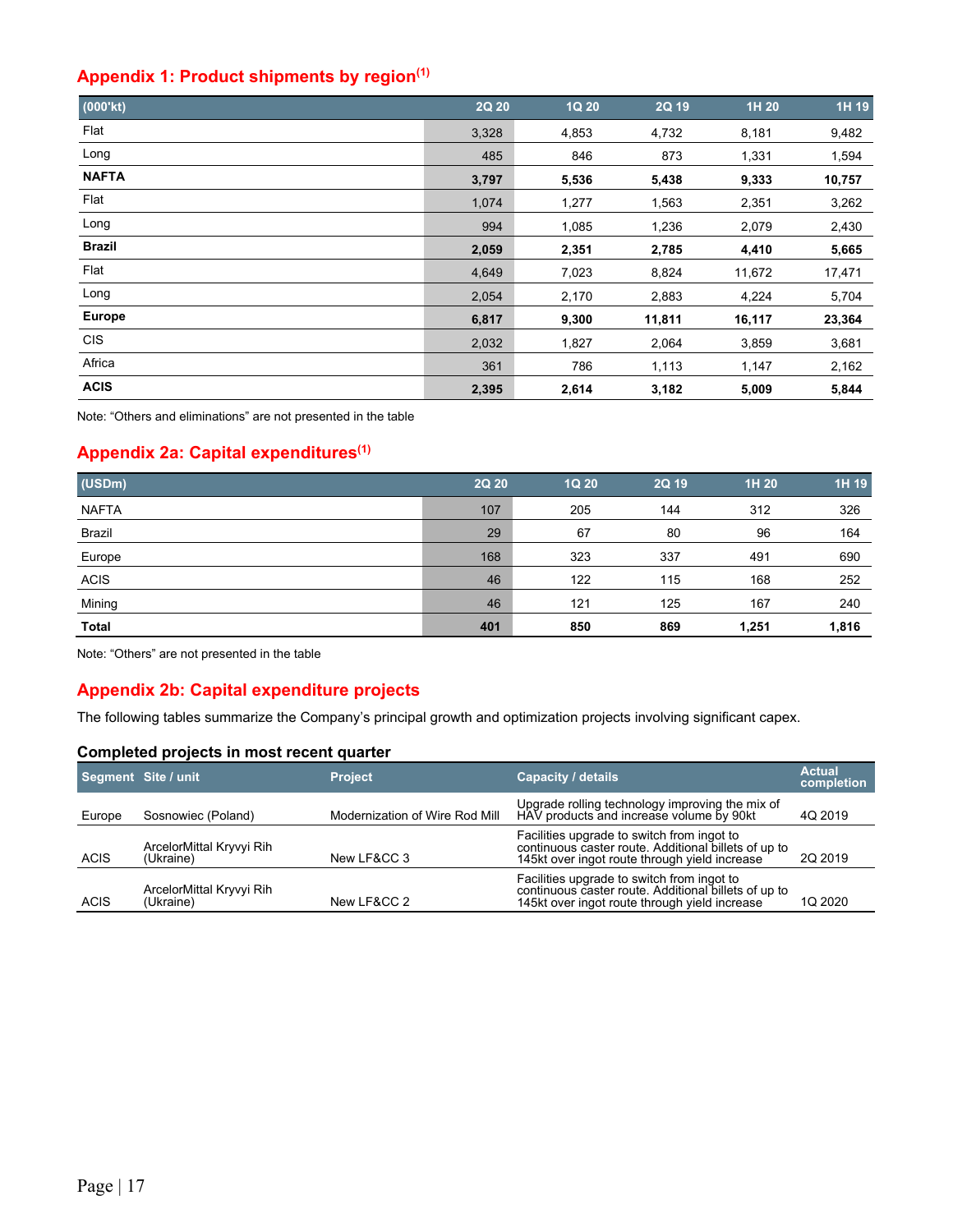## Appendix 1: Product shipments by region[1]

| (000'kt) | 2Q 20 | 1Q 20 | 2Q 19 | 1H 20 | 1H 19 |
|---|---|---|---|---|---|
| Flat | 3,328 | 4,853 | 4,732 | 8,181 | 9,482 |
| Long | 485 | 846 | 873 | 1,331 | 1,594 |
| **NAFTA** | **3,797** | **5,536** | **5,438** | **9,333** | **10,757** |
| Flat | 1,074 | 1,277 | 1,563 | 2,351 | 3,262 |
| Long | 994 | 1,085 | 1,236 | 2,079 | 2,430 |
| **Brazil** | **2,059** | **2,351** | **2,785** | **4,410** | **5,665** |
| Flat | 4,649 | 7,023 | 8,824 | 11,672 | 17,471 |
| Long | 2,054 | 2,170 | 2,883 | 4,224 | 5,704 |
| **Europe** | **6,817** | **9,300** | **11,811** | **16,117** | **23,364** |
| CIS | 2,032 | 1,827 | 2,064 | 3,859 | 3,681 |
| Africa | 361 | 786 | 1,113 | 1,147 | 2,162 |
| **ACIS** | **2,395** | **2,614** | **3,182** | **5,009** | **5,844** |

Note: "Others and eliminations" are not presented in the table

## Appendix 2a: Capital expenditures[1]

| (USDm) | 2Q 20 | 1Q 20 | 2Q 19 | 1H 20 | 1H 19 |
|---|---|---|---|---|---|
| NAFTA | 107 | 205 | 144 | 312 | 326 |
| Brazil | 29 | 67 | 80 | 96 | 164 |
| Europe | 168 | 323 | 337 | 491 | 690 |
| ACIS | 46 | 122 | 115 | 168 | 252 |
| Mining | 46 | 121 | 125 | 167 | 240 |
| **Total** | **401** | **850** | **869** | **1,251** | **1,816** |

Note: "Others" are not presented in the table

## Appendix 2b: Capital expenditure projects

The following tables summarize the Company's principal growth and optimization projects involving significant capex.

### Completed projects in most recent quarter

| Segment | Site / unit | Project | Capacity / details | Actual completion |
|---|---|---|---|---|
| Europe | Sosnowiec (Poland) | Modernization of Wire Rod Mill | Upgrade rolling technology improving the mix of HAV products and increase volume by 90kt | 4Q 2019 |
| ACIS | ArcelorMittal Kryvyi Rih (Ukraine) | New LF&CC 3 | Facilities upgrade to switch from ingot to continuous caster route. Additional billets of up to 145kt over ingot route through yield increase | 2Q 2019 |
| ACIS | ArcelorMittal Kryvyi Rih (Ukraine) | New LF&CC 2 | Facilities upgrade to switch from ingot to continuous caster route. Additional billets of up to 145kt over ingot route through yield increase | 1Q 2020 |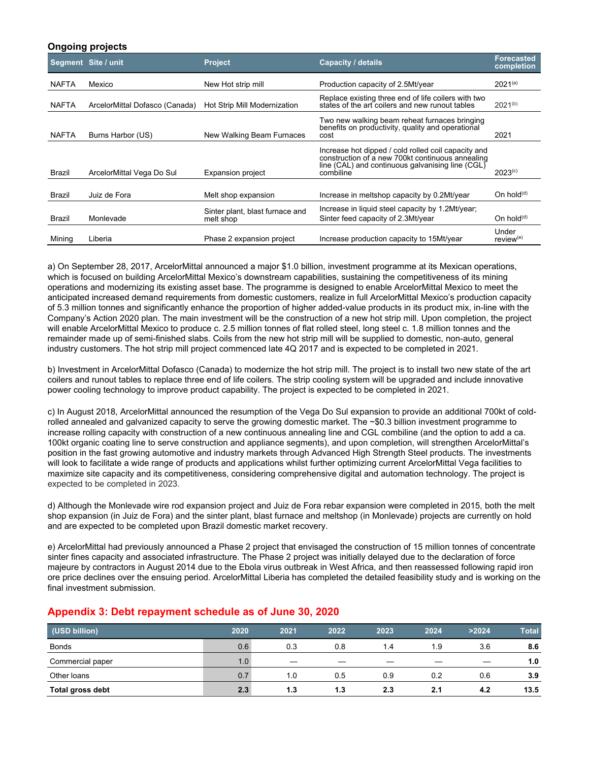### Ongoing projects

| Segment | Site / unit | Project | Capacity / details | Forecasted completion |
|---|---|---|---|---|
| NAFTA | Mexico | New Hot strip mill | Production capacity of 2.5Mt/year | 2021[(a)] |
| NAFTA | ArcelorMittal Dofasco (Canada) | Hot Strip Mill Modernization | Replace existing three end of life coilers with two states of the art coilers and new runout tables | 2021[(b)] |
| NAFTA | Burns Harbor (US) | New Walking Beam Furnaces | Two new walking beam reheat furnaces bringing benefits on productivity, quality and operational cost | 2021 |
| Brazil | ArcelorMittal Vega Do Sul | Expansion project | Increase hot dipped / cold rolled coil capacity and construction of a new 700kt continuous annealing line (CAL) and continuous galvanising line (CGL) combiline | 2023[(c)] |
| Brazil | Juiz de Fora | Melt shop expansion | Increase in meltshop capacity by 0.2Mt/year | On hold[(d)] |
| Brazil | Monlevade | Sinter plant, blast furnace and melt shop | Increase in liquid steel capacity by 1.2Mt/year; Sinter feed capacity of 2.3Mt/year | On hold[(d)] |
| Mining | Liberia | Phase 2 expansion project | Increase production capacity to 15Mt/year | Under review[(e)] |

a) On September 28, 2017, ArcelorMittal announced a major $1.0 billion, investment programme at its Mexican operations, which is focused on building ArcelorMittal Mexico's downstream capabilities, sustaining the competitiveness of its mining operations and modernizing its existing asset base. The programme is designed to enable ArcelorMittal Mexico to meet the anticipated increased demand requirements from domestic customers, realize in full ArcelorMittal Mexico's production capacity of 5.3 million tonnes and significantly enhance the proportion of higher added-value products in its product mix, in-line with the Company's Action 2020 plan. The main investment will be the construction of a new hot strip mill. Upon completion, the project will enable ArcelorMittal Mexico to produce c. 2.5 million tonnes of flat rolled steel, long steel c. 1.8 million tonnes and the remainder made up of semi-finished slabs. Coils from the new hot strip mill will be supplied to domestic, non-auto, general industry customers. The hot strip mill project commenced late 4Q 2017 and is expected to be completed in 2021.

b) Investment in ArcelorMittal Dofasco (Canada) to modernize the hot strip mill. The project is to install two new state of the art coilers and runout tables to replace three end of life coilers. The strip cooling system will be upgraded and include innovative power cooling technology to improve product capability. The project is expected to be completed in 2021.

c) In August 2018, ArcelorMittal announced the resumption of the Vega Do Sul expansion to provide an additional 700kt of cold-rolled annealed and galvanized capacity to serve the growing domestic market. The ~$0.3 billion investment programme to increase rolling capacity with construction of a new continuous annealing line and CGL combiline (and the option to add a ca. 100kt organic coating line to serve construction and appliance segments), and upon completion, will strengthen ArcelorMittal's position in the fast growing automotive and industry markets through Advanced High Strength Steel products. The investments will look to facilitate a wide range of products and applications whilst further optimizing current ArcelorMittal Vega facilities to maximize site capacity and its competitiveness, considering comprehensive digital and automation technology. The project is expected to be completed in 2023.

d) Although the Monlevade wire rod expansion project and Juiz de Fora rebar expansion were completed in 2015, both the melt shop expansion (in Juiz de Fora) and the sinter plant, blast furnace and meltshop (in Monlevade) projects are currently on hold and are expected to be completed upon Brazil domestic market recovery.

e) ArcelorMittal had previously announced a Phase 2 project that envisaged the construction of 15 million tonnes of concentrate sinter fines capacity and associated infrastructure. The Phase 2 project was initially delayed due to the declaration of force majeure by contractors in August 2014 due to the Ebola virus outbreak in West Africa, and then reassessed following rapid iron ore price declines over the ensuing period. ArcelorMittal Liberia has completed the detailed feasibility study and is working on the final investment submission.

## Appendix 3: Debt repayment schedule as of June 30, 2020

| (USD billion) | 2020 | 2021 | 2022 | 2023 | 2024 | >2024 | Total |
|---|---|---|---|---|---|---|---|
| Bonds | 0.6 | 0.3 | 0.8 | 1.4 | 1.9 | 3.6 | **8.6** |
| Commercial paper | 1.0 | — | — | — | — | — | **1.0** |
| Other loans | 0.7 | 1.0 | 0.5 | 0.9 | 0.2 | 0.6 | **3.9** |
| **Total gross debt** | **2.3** | **1.3** | **1.3** | **2.3** | **2.1** | **4.2** | **13.5** |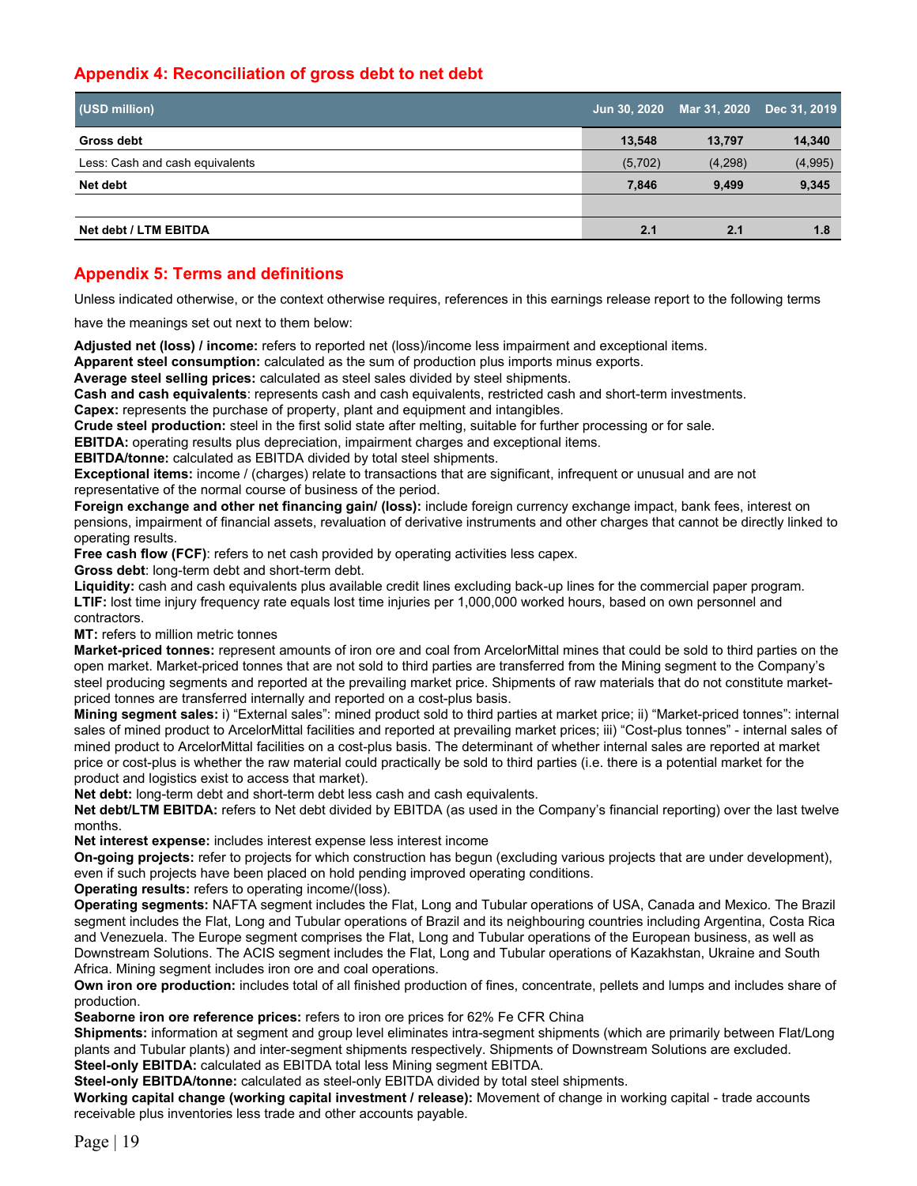## Appendix 4: Reconciliation of gross debt to net debt

| (USD million) | Jun 30, 2020 | Mar 31, 2020 | Dec 31, 2019 |
|---|---|---|---|
| **Gross debt** | **13,548** | **13,797** | **14,340** |
| Less: Cash and cash equivalents | (5,702) | (4,298) | (4,995) |
| **Net debt** | **7,846** | **9,499** | **9,345** |
| | | | |
| **Net debt / LTM EBITDA** | **2.1** | **2.1** | **1.8** |

## Appendix 5: Terms and definitions

Unless indicated otherwise, or the context otherwise requires, references in this earnings release report to the following terms have the meanings set out next to them below:

**Adjusted net (loss) / income:** refers to reported net (loss)/income less impairment and exceptional items.
**Apparent steel consumption:** calculated as the sum of production plus imports minus exports.
**Average steel selling prices:** calculated as steel sales divided by steel shipments.
**Cash and cash equivalents**: represents cash and cash equivalents, restricted cash and short-term investments.
**Capex:** represents the purchase of property, plant and equipment and intangibles.
**Crude steel production:** steel in the first solid state after melting, suitable for further processing or for sale.
**EBITDA:** operating results plus depreciation, impairment charges and exceptional items.
**EBITDA/tonne:** calculated as EBITDA divided by total steel shipments.
**Exceptional items:** income / (charges) relate to transactions that are significant, infrequent or unusual and are not representative of the normal course of business of the period.
**Foreign exchange and other net financing gain/ (loss):** include foreign currency exchange impact, bank fees, interest on pensions, impairment of financial assets, revaluation of derivative instruments and other charges that cannot be directly linked to operating results.
**Free cash flow (FCF)**: refers to net cash provided by operating activities less capex.
**Gross debt**: long-term debt and short-term debt.
**Liquidity:** cash and cash equivalents plus available credit lines excluding back-up lines for the commercial paper program.
**LTIF:** lost time injury frequency rate equals lost time injuries per 1,000,000 worked hours, based on own personnel and contractors.
**MT:** refers to million metric tonnes
**Market-priced tonnes:** represent amounts of iron ore and coal from ArcelorMittal mines that could be sold to third parties on the open market. Market-priced tonnes that are not sold to third parties are transferred from the Mining segment to the Company's steel producing segments and reported at the prevailing market price. Shipments of raw materials that do not constitute market-priced tonnes are transferred internally and reported on a cost-plus basis.
**Mining segment sales:** i) "External sales": mined product sold to third parties at market price; ii) "Market-priced tonnes": internal sales of mined product to ArcelorMittal facilities and reported at prevailing market prices; iii) "Cost-plus tonnes" - internal sales of mined product to ArcelorMittal facilities on a cost-plus basis. The determinant of whether internal sales are reported at market price or cost-plus is whether the raw material could practically be sold to third parties (i.e. there is a potential market for the product and logistics exist to access that market).
**Net debt:** long-term debt and short-term debt less cash and cash equivalents.
**Net debt/LTM EBITDA:** refers to Net debt divided by EBITDA (as used in the Company's financial reporting) over the last twelve months.
**Net interest expense:** includes interest expense less interest income
**On-going projects:** refer to projects for which construction has begun (excluding various projects that are under development), even if such projects have been placed on hold pending improved operating conditions.
**Operating results:** refers to operating income/(loss).
**Operating segments:** NAFTA segment includes the Flat, Long and Tubular operations of USA, Canada and Mexico. The Brazil segment includes the Flat, Long and Tubular operations of Brazil and its neighbouring countries including Argentina, Costa Rica and Venezuela. The Europe segment comprises the Flat, Long and Tubular operations of the European business, as well as Downstream Solutions. The ACIS segment includes the Flat, Long and Tubular operations of Kazakhstan, Ukraine and South Africa. Mining segment includes iron ore and coal operations.
**Own iron ore production:** includes total of all finished production of fines, concentrate, pellets and lumps and includes share of production.
**Seaborne iron ore reference prices:** refers to iron ore prices for 62% Fe CFR China
**Shipments:** information at segment and group level eliminates intra-segment shipments (which are primarily between Flat/Long plants and Tubular plants) and inter-segment shipments respectively. Shipments of Downstream Solutions are excluded.
**Steel-only EBITDA:** calculated as EBITDA total less Mining segment EBITDA.
**Steel-only EBITDA/tonne:** calculated as steel-only EBITDA divided by total steel shipments.
**Working capital change (working capital investment / release):** Movement of change in working capital - trade accounts receivable plus inventories less trade and other accounts payable.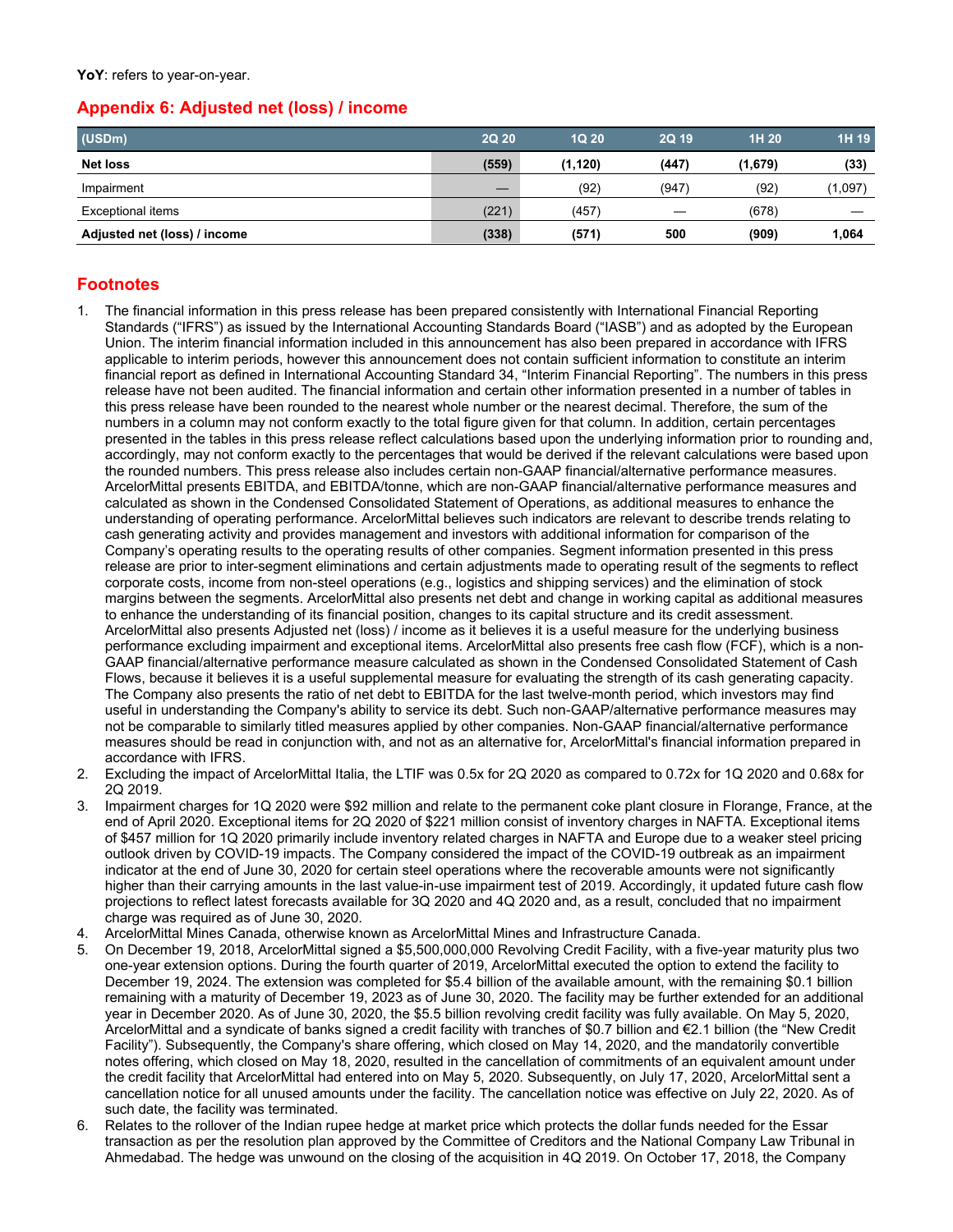**YoY**: refers to year-on-year.

## Appendix 6: Adjusted net (loss) / income

| (USDm) | 2Q 20 | 1Q 20 | 2Q 19 | 1H 20 | 1H 19 |
|---|---|---|---|---|---|
| **Net loss** | **(559)** | **(1,120)** | **(447)** | **(1,679)** | **(33)** |
| Impairment | — | (92) | (947) | (92) | (1,097) |
| Exceptional items | (221) | (457) | — | (678) | — |
| **Adjusted net (loss) / income** | **(338)** | **(571)** | **500** | **(909)** | **1,064** |

## Footnotes

1. The financial information in this press release has been prepared consistently with International Financial Reporting Standards ("IFRS") as issued by the International Accounting Standards Board ("IASB") and as adopted by the European Union. The interim financial information included in this announcement has also been prepared in accordance with IFRS applicable to interim periods, however this announcement does not contain sufficient information to constitute an interim financial report as defined in International Accounting Standard 34, "Interim Financial Reporting". The numbers in this press release have not been audited. The financial information and certain other information presented in a number of tables in this press release have been rounded to the nearest whole number or the nearest decimal. Therefore, the sum of the numbers in a column may not conform exactly to the total figure given for that column. In addition, certain percentages presented in the tables in this press release reflect calculations based upon the underlying information prior to rounding and, accordingly, may not conform exactly to the percentages that would be derived if the relevant calculations were based upon the rounded numbers. This press release also includes certain non-GAAP financial/alternative performance measures. ArcelorMittal presents EBITDA, and EBITDA/tonne, which are non-GAAP financial/alternative performance measures and calculated as shown in the Condensed Consolidated Statement of Operations, as additional measures to enhance the understanding of operating performance. ArcelorMittal believes such indicators are relevant to describe trends relating to cash generating activity and provides management and investors with additional information for comparison of the Company's operating results to the operating results of other companies. Segment information presented in this press release are prior to inter-segment eliminations and certain adjustments made to operating result of the segments to reflect corporate costs, income from non-steel operations (e.g., logistics and shipping services) and the elimination of stock margins between the segments. ArcelorMittal also presents net debt and change in working capital as additional measures to enhance the understanding of its financial position, changes to its capital structure and its credit assessment. ArcelorMittal also presents Adjusted net (loss) / income as it believes it is a useful measure for the underlying business performance excluding impairment and exceptional items. ArcelorMittal also presents free cash flow (FCF), which is a non-GAAP financial/alternative performance measure calculated as shown in the Condensed Consolidated Statement of Cash Flows, because it believes it is a useful supplemental measure for evaluating the strength of its cash generating capacity. The Company also presents the ratio of net debt to EBITDA for the last twelve-month period, which investors may find useful in understanding the Company's ability to service its debt. Such non-GAAP/alternative performance measures may not be comparable to similarly titled measures applied by other companies. Non-GAAP financial/alternative performance measures should be read in conjunction with, and not as an alternative for, ArcelorMittal's financial information prepared in accordance with IFRS.
2. Excluding the impact of ArcelorMittal Italia, the LTIF was 0.5x for 2Q 2020 as compared to 0.72x for 1Q 2020 and 0.68x for 2Q 2019.
3. Impairment charges for 1Q 2020 were $92 million and relate to the permanent coke plant closure in Florange, France, at the end of April 2020. Exceptional items for 2Q 2020 of $221 million consist of inventory charges in NAFTA. Exceptional items of $457 million for 1Q 2020 primarily include inventory related charges in NAFTA and Europe due to a weaker steel pricing outlook driven by COVID-19 impacts. The Company considered the impact of the COVID-19 outbreak as an impairment indicator at the end of June 30, 2020 for certain steel operations where the recoverable amounts were not significantly higher than their carrying amounts in the last value-in-use impairment test of 2019. Accordingly, it updated future cash flow projections to reflect latest forecasts available for 3Q 2020 and 4Q 2020 and, as a result, concluded that no impairment charge was required as of June 30, 2020.
4. ArcelorMittal Mines Canada, otherwise known as ArcelorMittal Mines and Infrastructure Canada.
5. On December 19, 2018, ArcelorMittal signed a $5,500,000,000 Revolving Credit Facility, with a five-year maturity plus two one-year extension options. During the fourth quarter of 2019, ArcelorMittal executed the option to extend the facility to December 19, 2024. The extension was completed for $5.4 billion of the available amount, with the remaining $0.1 billion remaining with a maturity of December 19, 2023 as of June 30, 2020. The facility may be further extended for an additional year in December 2020. As of June 30, 2020, the $5.5 billion revolving credit facility was fully available. On May 5, 2020, ArcelorMittal and a syndicate of banks signed a credit facility with tranches of $0.7 billion and €2.1 billion (the "New Credit Facility"). Subsequently, the Company's share offering, which closed on May 14, 2020, and the mandatorily convertible notes offering, which closed on May 18, 2020, resulted in the cancellation of commitments of an equivalent amount under the credit facility that ArcelorMittal had entered into on May 5, 2020. Subsequently, on July 17, 2020, ArcelorMittal sent a cancellation notice for all unused amounts under the facility. The cancellation notice was effective on July 22, 2020. As of such date, the facility was terminated.
6. Relates to the rollover of the Indian rupee hedge at market price which protects the dollar funds needed for the Essar transaction as per the resolution plan approved by the Committee of Creditors and the National Company Law Tribunal in Ahmedabad. The hedge was unwound on the closing of the acquisition in 4Q 2019. On October 17, 2018, the Company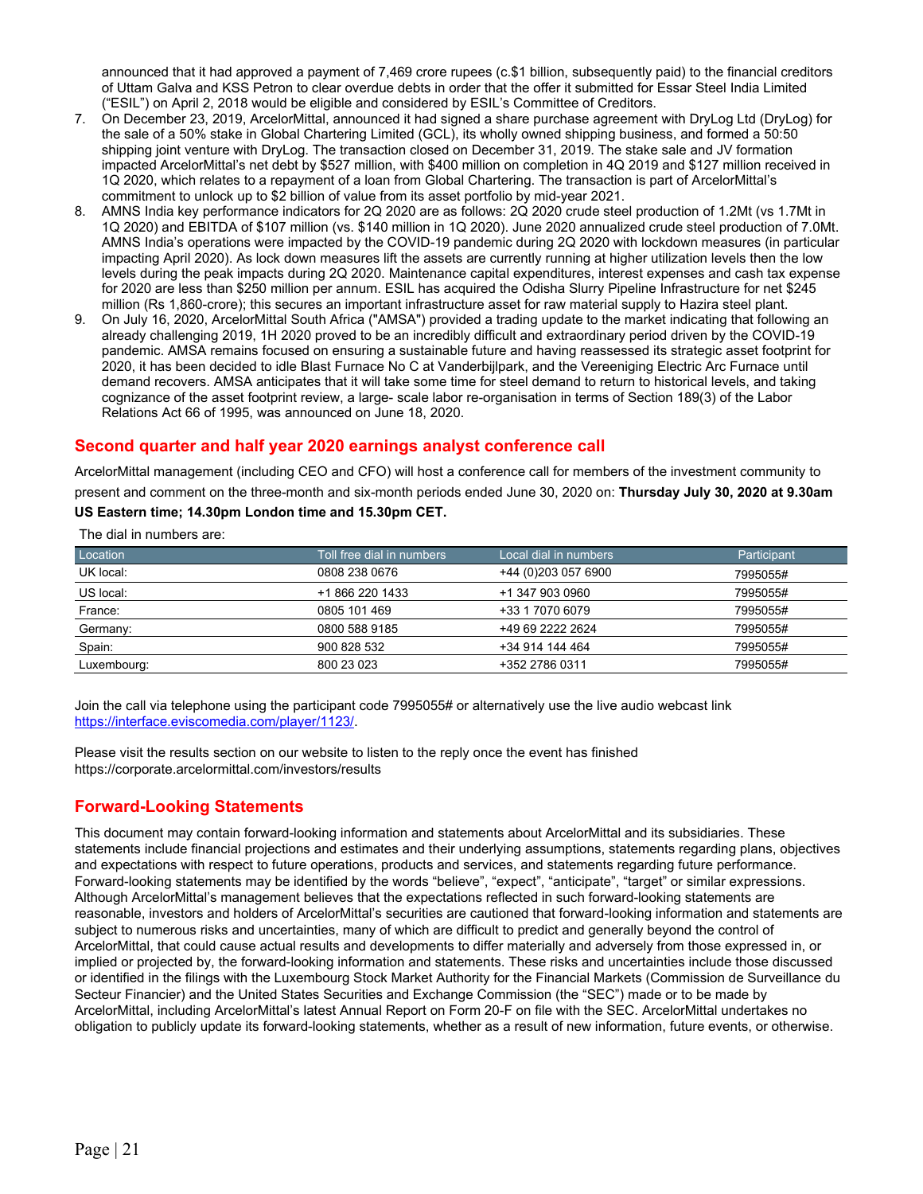announced that it had approved a payment of 7,469 crore rupees (c.$1 billion, subsequently paid) to the financial creditors of Uttam Galva and KSS Petron to clear overdue debts in order that the offer it submitted for Essar Steel India Limited ("ESIL") on April 2, 2018 would be eligible and considered by ESIL's Committee of Creditors.

7. On December 23, 2019, ArcelorMittal, announced it had signed a share purchase agreement with DryLog Ltd (DryLog) for the sale of a 50% stake in Global Chartering Limited (GCL), its wholly owned shipping business, and formed a 50:50 shipping joint venture with DryLog. The transaction closed on December 31, 2019. The stake sale and JV formation impacted ArcelorMittal's net debt by $527 million, with $400 million on completion in 4Q 2019 and $127 million received in 1Q 2020, which relates to a repayment of a loan from Global Chartering. The transaction is part of ArcelorMittal's commitment to unlock up to $2 billion of value from its asset portfolio by mid-year 2021.
8. AMNS India key performance indicators for 2Q 2020 are as follows: 2Q 2020 crude steel production of 1.2Mt (vs 1.7Mt in 1Q 2020) and EBITDA of $107 million (vs. $140 million in 1Q 2020). June 2020 annualized crude steel production of 7.0Mt. AMNS India's operations were impacted by the COVID-19 pandemic during 2Q 2020 with lockdown measures (in particular impacting April 2020). As lock down measures lift the assets are currently running at higher utilization levels then the low levels during the peak impacts during 2Q 2020. Maintenance capital expenditures, interest expenses and cash tax expense for 2020 are less than $250 million per annum. ESIL has acquired the Odisha Slurry Pipeline Infrastructure for net $245 million (Rs 1,860-crore); this secures an important infrastructure asset for raw material supply to Hazira steel plant.
9. On July 16, 2020, ArcelorMittal South Africa ("AMSA") provided a trading update to the market indicating that following an already challenging 2019, 1H 2020 proved to be an incredibly difficult and extraordinary period driven by the COVID-19 pandemic. AMSA remains focused on ensuring a sustainable future and having reassessed its strategic asset footprint for 2020, it has been decided to idle Blast Furnace No C at Vanderbijlpark, and the Vereeniging Electric Arc Furnace until demand recovers. AMSA anticipates that it will take some time for steel demand to return to historical levels, and taking cognizance of the asset footprint review, a large- scale labor re-organisation in terms of Section 189(3) of the Labor Relations Act 66 of 1995, was announced on June 18, 2020.

## Second quarter and half year 2020 earnings analyst conference call

ArcelorMittal management (including CEO and CFO) will host a conference call for members of the investment community to present and comment on the three-month and six-month periods ended June 30, 2020 on: **Thursday July 30, 2020 at 9.30am US Eastern time; 14.30pm London time and 15.30pm CET.**

The dial in numbers are:

| Location | Toll free dial in numbers | Local dial in numbers | Participant |
|---|---|---|---|
| UK local: | 0808 238 0676 | +44 (0)203 057 6900 | 7995055# |
| US local: | +1 866 220 1433 | +1 347 903 0960 | 7995055# |
| France: | 0805 101 469 | +33 1 7070 6079 | 7995055# |
| Germany: | 0800 588 9185 | +49 69 2222 2624 | 7995055# |
| Spain: | 900 828 532 | +34 914 144 464 | 7995055# |
| Luxembourg: | 800 23 023 | +352 2786 0311 | 7995055# |

Join the call via telephone using the participant code 7995055# or alternatively use the live audio webcast link https://interface.eviscomedia.com/player/1123/.

Please visit the results section on our website to listen to the reply once the event has finished https://corporate.arcelormittal.com/investors/results

## Forward-Looking Statements

This document may contain forward-looking information and statements about ArcelorMittal and its subsidiaries. These statements include financial projections and estimates and their underlying assumptions, statements regarding plans, objectives and expectations with respect to future operations, products and services, and statements regarding future performance. Forward-looking statements may be identified by the words "believe", "expect", "anticipate", "target" or similar expressions. Although ArcelorMittal's management believes that the expectations reflected in such forward-looking statements are reasonable, investors and holders of ArcelorMittal's securities are cautioned that forward-looking information and statements are subject to numerous risks and uncertainties, many of which are difficult to predict and generally beyond the control of ArcelorMittal, that could cause actual results and developments to differ materially and adversely from those expressed in, or implied or projected by, the forward-looking information and statements. These risks and uncertainties include those discussed or identified in the filings with the Luxembourg Stock Market Authority for the Financial Markets (Commission de Surveillance du Secteur Financier) and the United States Securities and Exchange Commission (the "SEC") made or to be made by ArcelorMittal, including ArcelorMittal's latest Annual Report on Form 20-F on file with the SEC. ArcelorMittal undertakes no obligation to publicly update its forward-looking statements, whether as a result of new information, future events, or otherwise.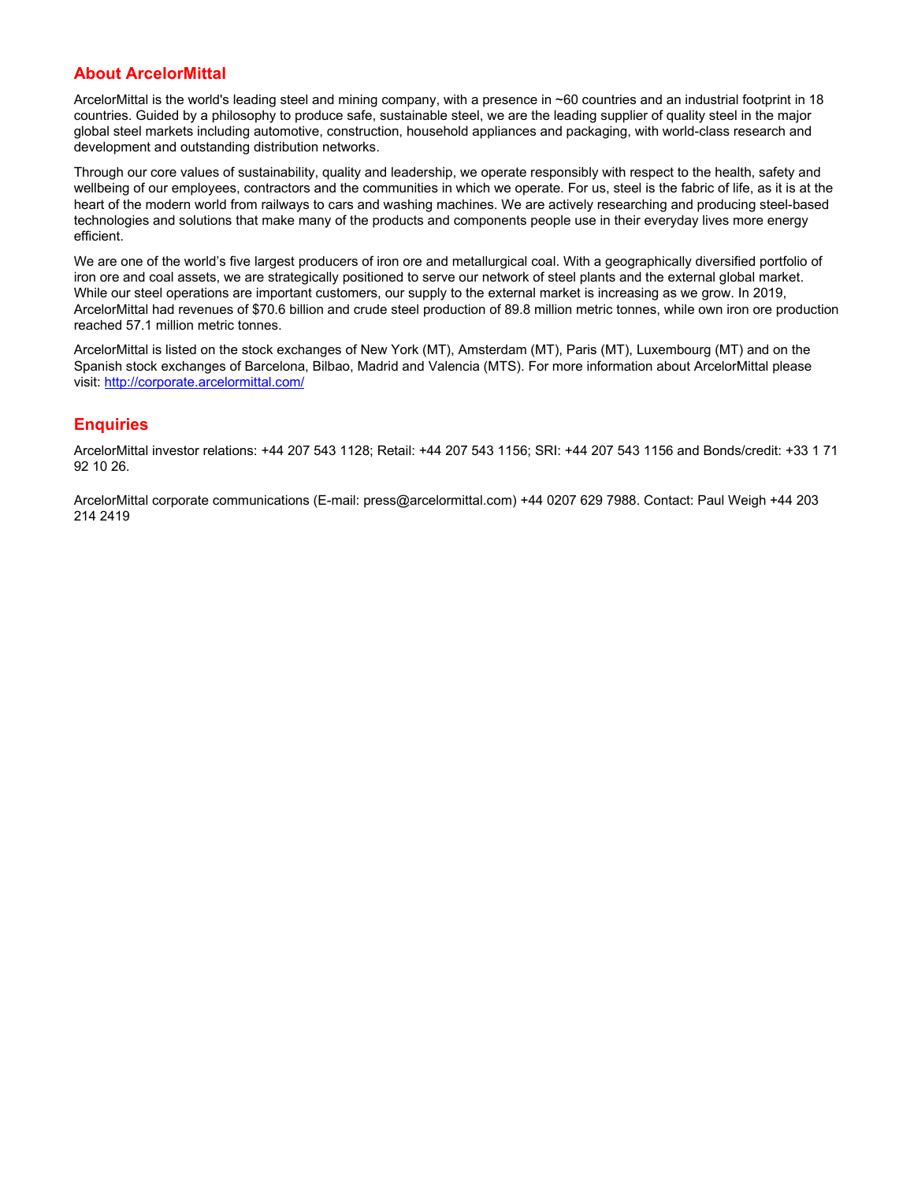## About ArcelorMittal

ArcelorMittal is the world's leading steel and mining company, with a presence in ~60 countries and an industrial footprint in 18 countries. Guided by a philosophy to produce safe, sustainable steel, we are the leading supplier of quality steel in the major global steel markets including automotive, construction, household appliances and packaging, with world-class research and development and outstanding distribution networks.

Through our core values of sustainability, quality and leadership, we operate responsibly with respect to the health, safety and wellbeing of our employees, contractors and the communities in which we operate. For us, steel is the fabric of life, as it is at the heart of the modern world from railways to cars and washing machines. We are actively researching and producing steel-based technologies and solutions that make many of the products and components people use in their everyday lives more energy efficient.

We are one of the world’s five largest producers of iron ore and metallurgical coal. With a geographically diversified portfolio of iron ore and coal assets, we are strategically positioned to serve our network of steel plants and the external global market. While our steel operations are important customers, our supply to the external market is increasing as we grow. In 2019, ArcelorMittal had revenues of $70.6 billion and crude steel production of 89.8 million metric tonnes, while own iron ore production reached 57.1 million metric tonnes.

ArcelorMittal is listed on the stock exchanges of New York (MT), Amsterdam (MT), Paris (MT), Luxembourg (MT) and on the Spanish stock exchanges of Barcelona, Bilbao, Madrid and Valencia (MTS). For more information about ArcelorMittal please visit: [http://corporate.arcelormittal.com/](http://corporate.arcelormittal.com/)

## Enquiries

ArcelorMittal investor relations: +44 207 543 1128; Retail: +44 207 543 1156; SRI: +44 207 543 1156 and Bonds/credit: +33 1 71 92 10 26.

ArcelorMittal corporate communications (E-mail: press@arcelormittal.com) +44 0207 629 7988. Contact: Paul Weigh +44 203 214 2419